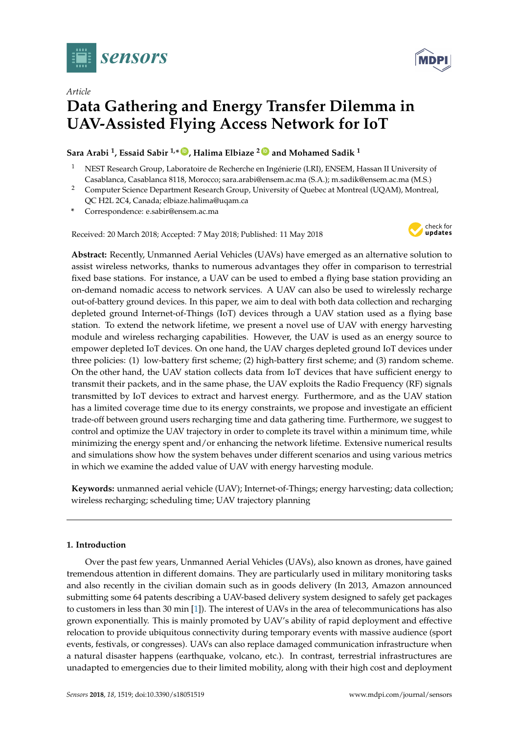*Article*

# Data Gathering and Energy Transfer Dilemma in UAV-Assisted Flying Access Network for IoT

**Sara Arabi [1], Essaid Sabir [1,*], Halima Elbiaze [2] and Mohamed Sadik [1]**

[1] NEST Research Group, Laboratoire de Recherche en Ingénierie (LRI), ENSEM, Hassan II University of Casablanca, Casablanca 8118, Morocco; sara.arabi@ensem.ac.ma (S.A.); m.sadik@ensem.ac.ma (M.S.)

[2] Computer Science Department Research Group, University of Quebec at Montreal (UQAM), Montreal, QC H2L 2C4, Canada; elbiaze.halima@uqam.ca

\* Correspondence: e.sabir@ensem.ac.ma

Received: 20 March 2018; Accepted: 7 May 2018; Published: 11 May 2018

**Abstract:** Recently, Unmanned Aerial Vehicles (UAVs) have emerged as an alternative solution to assist wireless networks, thanks to numerous advantages they offer in comparison to terrestrial fixed base stations. For instance, a UAV can be used to embed a flying base station providing an on-demand nomadic access to network services. A UAV can also be used to wirelessly recharge out-of-battery ground devices. In this paper, we aim to deal with both data collection and recharging depleted ground Internet-of-Things (IoT) devices through a UAV station used as a flying base station. To extend the network lifetime, we present a novel use of UAV with energy harvesting module and wireless recharging capabilities. However, the UAV is used as an energy source to empower depleted IoT devices. On one hand, the UAV charges depleted ground IoT devices under three policies: (1) low-battery first scheme; (2) high-battery first scheme; and (3) random scheme. On the other hand, the UAV station collects data from IoT devices that have sufficient energy to transmit their packets, and in the same phase, the UAV exploits the Radio Frequency (RF) signals transmitted by IoT devices to extract and harvest energy. Furthermore, and as the UAV station has a limited coverage time due to its energy constraints, we propose and investigate an efficient trade-off between ground users recharging time and data gathering time. Furthermore, we suggest to control and optimize the UAV trajectory in order to complete its travel within a minimum time, while minimizing the energy spent and/or enhancing the network lifetime. Extensive numerical results and simulations show how the system behaves under different scenarios and using various metrics in which we examine the added value of UAV with energy harvesting module.

**Keywords:** unmanned aerial vehicle (UAV); Internet-of-Things; energy harvesting; data collection; wireless recharging; scheduling time; UAV trajectory planning

## 1. Introduction

Over the past few years, Unmanned Aerial Vehicles (UAVs), also known as drones, have gained tremendous attention in different domains. They are particularly used in military monitoring tasks and also recently in the civilian domain such as in goods delivery (In 2013, Amazon announced submitting some 64 patents describing a UAV-based delivery system designed to safely get packages to customers in less than 30 min [1]). The interest of UAVs in the area of telecommunications has also grown exponentially. This is mainly promoted by UAV's ability of rapid deployment and effective relocation to provide ubiquitous connectivity during temporary events with massive audience (sport events, festivals, or congresses). UAVs can also replace damaged communication infrastructure when a natural disaster happens (earthquake, volcano, etc.). In contrast, terrestrial infrastructures are unadapted to emergencies due to their limited mobility, along with their high cost and deployment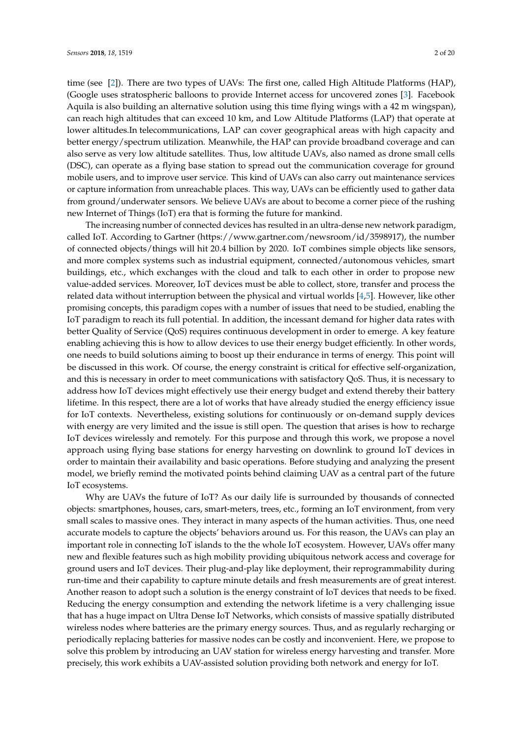time (see [2]). There are two types of UAVs: The first one, called High Altitude Platforms (HAP), (Google uses stratospheric balloons to provide Internet access for uncovered zones [3]. Facebook Aquila is also building an alternative solution using this time flying wings with a 42 m wingspan), can reach high altitudes that can exceed 10 km, and Low Altitude Platforms (LAP) that operate at lower altitudes.In telecommunications, LAP can cover geographical areas with high capacity and better energy/spectrum utilization. Meanwhile, the HAP can provide broadband coverage and can also serve as very low altitude satellites. Thus, low altitude UAVs, also named as drone small cells (DSC), can operate as a flying base station to spread out the communication coverage for ground mobile users, and to improve user service. This kind of UAVs can also carry out maintenance services or capture information from unreachable places. This way, UAVs can be efficiently used to gather data from ground/underwater sensors. We believe UAVs are about to become a corner piece of the rushing new Internet of Things (IoT) era that is forming the future for mankind.

The increasing number of connected devices has resulted in an ultra-dense new network paradigm, called IoT. According to Gartner (https://www.gartner.com/newsroom/id/3598917), the number of connected objects/things will hit 20.4 billion by 2020. IoT combines simple objects like sensors, and more complex systems such as industrial equipment, connected/autonomous vehicles, smart buildings, etc., which exchanges with the cloud and talk to each other in order to propose new value-added services. Moreover, IoT devices must be able to collect, store, transfer and process the related data without interruption between the physical and virtual worlds [4,5]. However, like other promising concepts, this paradigm copes with a number of issues that need to be studied, enabling the IoT paradigm to reach its full potential. In addition, the incessant demand for higher data rates with better Quality of Service (QoS) requires continuous development in order to emerge. A key feature enabling achieving this is how to allow devices to use their energy budget efficiently. In other words, one needs to build solutions aiming to boost up their endurance in terms of energy. This point will be discussed in this work. Of course, the energy constraint is critical for effective self-organization, and this is necessary in order to meet communications with satisfactory QoS. Thus, it is necessary to address how IoT devices might effectively use their energy budget and extend thereby their battery lifetime. In this respect, there are a lot of works that have already studied the energy efficiency issue for IoT contexts. Nevertheless, existing solutions for continuously or on-demand supply devices with energy are very limited and the issue is still open. The question that arises is how to recharge IoT devices wirelessly and remotely. For this purpose and through this work, we propose a novel approach using flying base stations for energy harvesting on downlink to ground IoT devices in order to maintain their availability and basic operations. Before studying and analyzing the present model, we briefly remind the motivated points behind claiming UAV as a central part of the future IoT ecosystems.

Why are UAVs the future of IoT? As our daily life is surrounded by thousands of connected objects: smartphones, houses, cars, smart-meters, trees, etc., forming an IoT environment, from very small scales to massive ones. They interact in many aspects of the human activities. Thus, one need accurate models to capture the objects' behaviors around us. For this reason, the UAVs can play an important role in connecting IoT islands to the the whole IoT ecosystem. However, UAVs offer many new and flexible features such as high mobility providing ubiquitous network access and coverage for ground users and IoT devices. Their plug-and-play like deployment, their reprogrammability during run-time and their capability to capture minute details and fresh measurements are of great interest. Another reason to adopt such a solution is the energy constraint of IoT devices that needs to be fixed. Reducing the energy consumption and extending the network lifetime is a very challenging issue that has a huge impact on Ultra Dense IoT Networks, which consists of massive spatially distributed wireless nodes where batteries are the primary energy sources. Thus, and as regularly recharging or periodically replacing batteries for massive nodes can be costly and inconvenient. Here, we propose to solve this problem by introducing an UAV station for wireless energy harvesting and transfer. More precisely, this work exhibits a UAV-assisted solution providing both network and energy for IoT.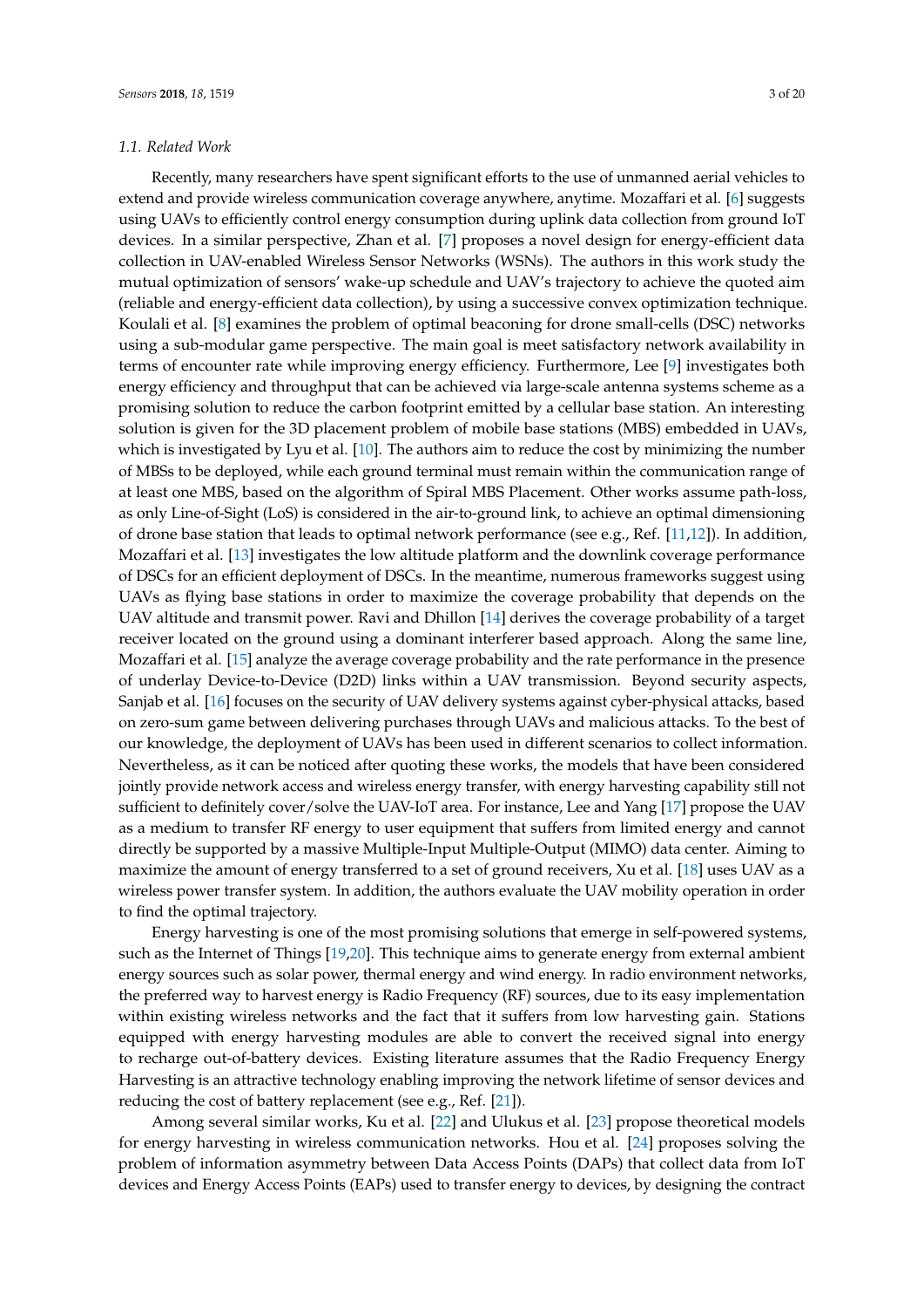### 1.1. Related Work

Recently, many researchers have spent significant efforts to the use of unmanned aerial vehicles to extend and provide wireless communication coverage anywhere, anytime. Mozaffari et al. [6] suggests using UAVs to efficiently control energy consumption during uplink data collection from ground IoT devices. In a similar perspective, Zhan et al. [7] proposes a novel design for energy-efficient data collection in UAV-enabled Wireless Sensor Networks (WSNs). The authors in this work study the mutual optimization of sensors' wake-up schedule and UAV's trajectory to achieve the quoted aim (reliable and energy-efficient data collection), by using a successive convex optimization technique. Koulali et al. [8] examines the problem of optimal beaconing for drone small-cells (DSC) networks using a sub-modular game perspective. The main goal is meet satisfactory network availability in terms of encounter rate while improving energy efficiency. Furthermore, Lee [9] investigates both energy efficiency and throughput that can be achieved via large-scale antenna systems scheme as a promising solution to reduce the carbon footprint emitted by a cellular base station. An interesting solution is given for the 3D placement problem of mobile base stations (MBS) embedded in UAVs, which is investigated by Lyu et al. [10]. The authors aim to reduce the cost by minimizing the number of MBSs to be deployed, while each ground terminal must remain within the communication range of at least one MBS, based on the algorithm of Spiral MBS Placement. Other works assume path-loss, as only Line-of-Sight (LoS) is considered in the air-to-ground link, to achieve an optimal dimensioning of drone base station that leads to optimal network performance (see e.g., Ref. [11,12]). In addition, Mozaffari et al. [13] investigates the low altitude platform and the downlink coverage performance of DSCs for an efficient deployment of DSCs. In the meantime, numerous frameworks suggest using UAVs as flying base stations in order to maximize the coverage probability that depends on the UAV altitude and transmit power. Ravi and Dhillon [14] derives the coverage probability of a target receiver located on the ground using a dominant interferer based approach. Along the same line, Mozaffari et al. [15] analyze the average coverage probability and the rate performance in the presence of underlay Device-to-Device (D2D) links within a UAV transmission. Beyond security aspects, Sanjab et al. [16] focuses on the security of UAV delivery systems against cyber-physical attacks, based on zero-sum game between delivering purchases through UAVs and malicious attacks. To the best of our knowledge, the deployment of UAVs has been used in different scenarios to collect information. Nevertheless, as it can be noticed after quoting these works, the models that have been considered jointly provide network access and wireless energy transfer, with energy harvesting capability still not sufficient to definitely cover/solve the UAV-IoT area. For instance, Lee and Yang [17] propose the UAV as a medium to transfer RF energy to user equipment that suffers from limited energy and cannot directly be supported by a massive Multiple-Input Multiple-Output (MIMO) data center. Aiming to maximize the amount of energy transferred to a set of ground receivers, Xu et al. [18] uses UAV as a wireless power transfer system. In addition, the authors evaluate the UAV mobility operation in order to find the optimal trajectory.

Energy harvesting is one of the most promising solutions that emerge in self-powered systems, such as the Internet of Things [19,20]. This technique aims to generate energy from external ambient energy sources such as solar power, thermal energy and wind energy. In radio environment networks, the preferred way to harvest energy is Radio Frequency (RF) sources, due to its easy implementation within existing wireless networks and the fact that it suffers from low harvesting gain. Stations equipped with energy harvesting modules are able to convert the received signal into energy to recharge out-of-battery devices. Existing literature assumes that the Radio Frequency Energy Harvesting is an attractive technology enabling improving the network lifetime of sensor devices and reducing the cost of battery replacement (see e.g., Ref. [21]).

Among several similar works, Ku et al. [22] and Ulukus et al. [23] propose theoretical models for energy harvesting in wireless communication networks. Hou et al. [24] proposes solving the problem of information asymmetry between Data Access Points (DAPs) that collect data from IoT devices and Energy Access Points (EAPs) used to transfer energy to devices, by designing the contract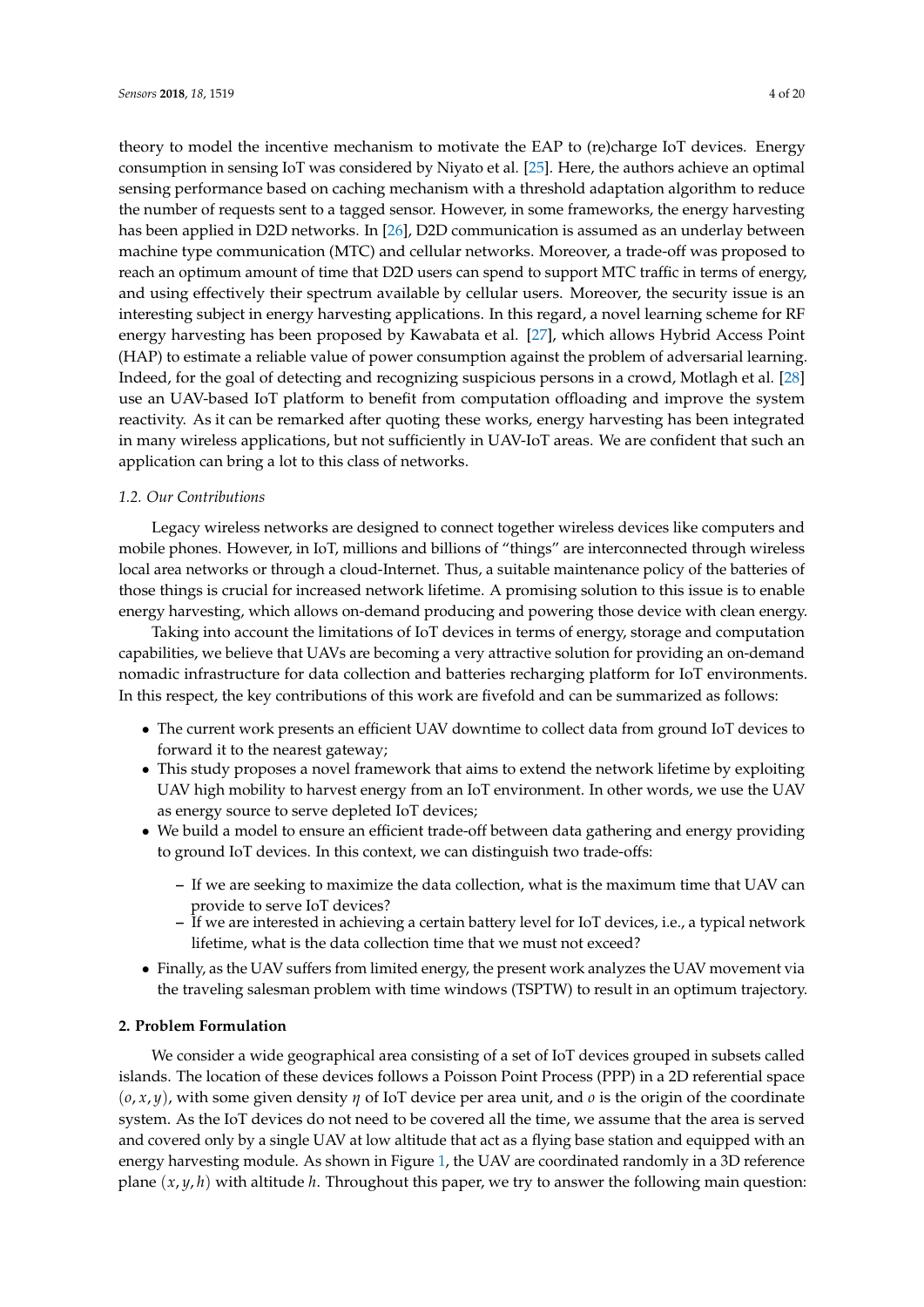theory to model the incentive mechanism to motivate the EAP to (re)charge IoT devices. Energy consumption in sensing IoT was considered by Niyato et al. [25]. Here, the authors achieve an optimal sensing performance based on caching mechanism with a threshold adaptation algorithm to reduce the number of requests sent to a tagged sensor. However, in some frameworks, the energy harvesting has been applied in D2D networks. In [26], D2D communication is assumed as an underlay between machine type communication (MTC) and cellular networks. Moreover, a trade-off was proposed to reach an optimum amount of time that D2D users can spend to support MTC traffic in terms of energy, and using effectively their spectrum available by cellular users. Moreover, the security issue is an interesting subject in energy harvesting applications. In this regard, a novel learning scheme for RF energy harvesting has been proposed by Kawabata et al. [27], which allows Hybrid Access Point (HAP) to estimate a reliable value of power consumption against the problem of adversarial learning. Indeed, for the goal of detecting and recognizing suspicious persons in a crowd, Motlagh et al. [28] use an UAV-based IoT platform to benefit from computation offloading and improve the system reactivity. As it can be remarked after quoting these works, energy harvesting has been integrated in many wireless applications, but not sufficiently in UAV-IoT areas. We are confident that such an application can bring a lot to this class of networks.

### *1.2. Our Contributions*

Legacy wireless networks are designed to connect together wireless devices like computers and mobile phones. However, in IoT, millions and billions of "things" are interconnected through wireless local area networks or through a cloud-Internet. Thus, a suitable maintenance policy of the batteries of those things is crucial for increased network lifetime. A promising solution to this issue is to enable energy harvesting, which allows on-demand producing and powering those device with clean energy.

Taking into account the limitations of IoT devices in terms of energy, storage and computation capabilities, we believe that UAVs are becoming a very attractive solution for providing an on-demand nomadic infrastructure for data collection and batteries recharging platform for IoT environments. In this respect, the key contributions of this work are fivefold and can be summarized as follows:

- The current work presents an efficient UAV downtime to collect data from ground IoT devices to forward it to the nearest gateway;
- This study proposes a novel framework that aims to extend the network lifetime by exploiting UAV high mobility to harvest energy from an IoT environment. In other words, we use the UAV as energy source to serve depleted IoT devices;
- We build a model to ensure an efficient trade-off between data gathering and energy providing to ground IoT devices. In this context, we can distinguish two trade-offs:
  - If we are seeking to maximize the data collection, what is the maximum time that UAV can provide to serve IoT devices?
  - If we are interested in achieving a certain battery level for IoT devices, i.e., a typical network lifetime, what is the data collection time that we must not exceed?
- Finally, as the UAV suffers from limited energy, the present work analyzes the UAV movement via the traveling salesman problem with time windows (TSPTW) to result in an optimum trajectory.

## **2. Problem Formulation**

We consider a wide geographical area consisting of a set of IoT devices grouped in subsets called islands. The location of these devices follows a Poisson Point Process (PPP) in a 2D referential space $(o, x, y)$, with some given density $\eta$ of IoT device per area unit, and $o$ is the origin of the coordinate system. As the IoT devices do not need to be covered all the time, we assume that the area is served and covered only by a single UAV at low altitude that act as a flying base station and equipped with an energy harvesting module. As shown in Figure 1, the UAV are coordinated randomly in a 3D reference plane $(x, y, h)$ with altitude $h$. Throughout this paper, we try to answer the following main question: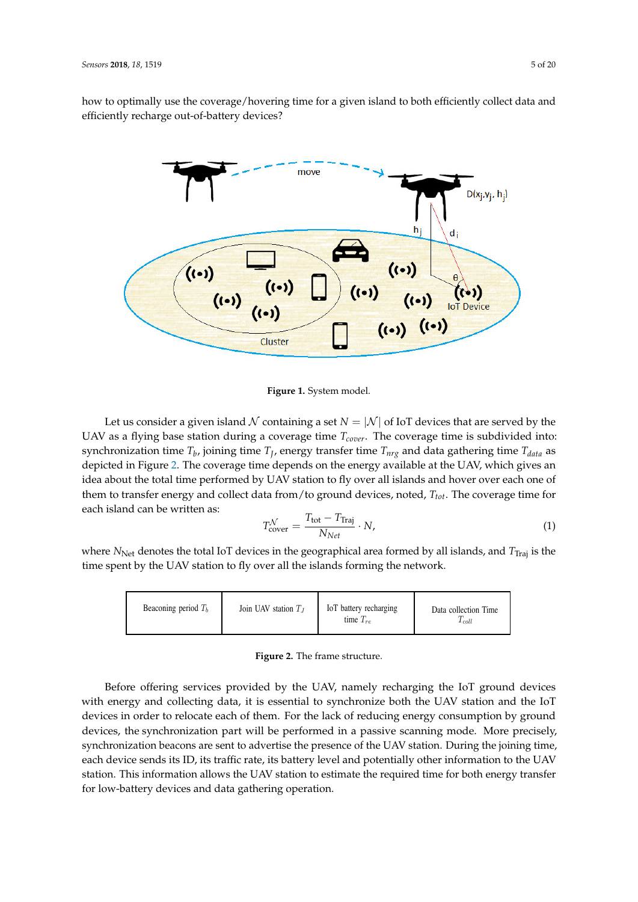how to optimally use the coverage/hovering time for a given island to both efficiently collect data and efficiently recharge out-of-battery devices?

**Figure 1.** System model.

Let us consider a given island $\mathcal{N}$ containing a set $N = |\mathcal{N}|$ of IoT devices that are served by the UAV as a flying base station during a coverage time $T_{cover}$. The coverage time is subdivided into: synchronization time $T_b$, joining time $T_J$, energy transfer time $T_{nrg}$ and data gathering time $T_{data}$ as depicted in Figure 2. The coverage time depends on the energy available at the UAV, which gives an idea about the total time performed by UAV station to fly over all islands and hover over each one of them to transfer energy and collect data from/to ground devices, noted, $T_{tot}$. The coverage time for each island can be written as:

$$T_{\text{cover}}^{\mathcal{N}} = \frac{T_{\text{tot}} - T_{\text{Traj}}}{N_{Net}} \cdot N, \tag{1}$$

where $N_{\text{Net}}$ denotes the total IoT devices in the geographical area formed by all islands, and $T_{\text{Traj}}$ is the time spent by the UAV station to fly over all the islands forming the network.

| Beaconing period $T_b$ | Join UAV station $T_J$ | IoT battery recharging time $T_{re}$ | Data collection Time $T_{coll}$ |
|---|---|---|---|

**Figure 2.** The frame structure.

Before offering services provided by the UAV, namely recharging the IoT ground devices with energy and collecting data, it is essential to synchronize both the UAV station and the IoT devices in order to relocate each of them. For the lack of reducing energy consumption by ground devices, the synchronization part will be performed in a passive scanning mode. More precisely, synchronization beacons are sent to advertise the presence of the UAV station. During the joining time, each device sends its ID, its traffic rate, its battery level and potentially other information to the UAV station. This information allows the UAV station to estimate the required time for both energy transfer for low-battery devices and data gathering operation.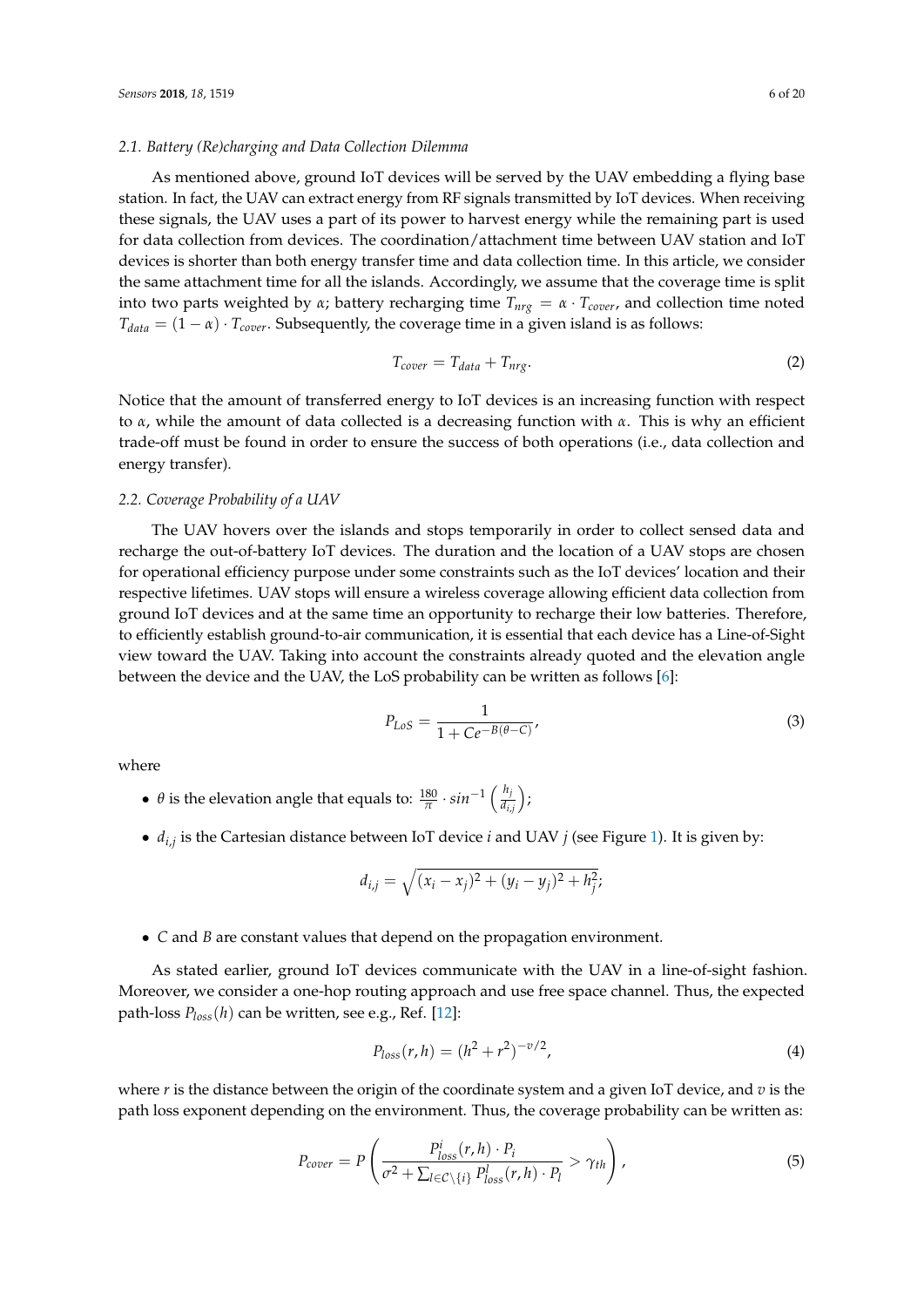### 2.1. Battery (Re)charging and Data Collection Dilemma

As mentioned above, ground IoT devices will be served by the UAV embedding a flying base station. In fact, the UAV can extract energy from RF signals transmitted by IoT devices. When receiving these signals, the UAV uses a part of its power to harvest energy while the remaining part is used for data collection from devices. The coordination/attachment time between UAV station and IoT devices is shorter than both energy transfer time and data collection time. In this article, we consider the same attachment time for all the islands. Accordingly, we assume that the coverage time is split into two parts weighted by $\alpha$; battery recharging time $T_{nrg} = \alpha \cdot T_{cover}$, and collection time noted $T_{data} = (1 - \alpha) \cdot T_{cover}$. Subsequently, the coverage time in a given island is as follows:

$$T_{cover} = T_{data} + T_{nrg}. \tag{2}$$

Notice that the amount of transferred energy to IoT devices is an increasing function with respect to $\alpha$, while the amount of data collected is a decreasing function with $\alpha$. This is why an efficient trade-off must be found in order to ensure the success of both operations (i.e., data collection and energy transfer).

### 2.2. Coverage Probability of a UAV

The UAV hovers over the islands and stops temporarily in order to collect sensed data and recharge the out-of-battery IoT devices. The duration and the location of a UAV stops are chosen for operational efficiency purpose under some constraints such as the IoT devices' location and their respective lifetimes. UAV stops will ensure a wireless coverage allowing efficient data collection from ground IoT devices and at the same time an opportunity to recharge their low batteries. Therefore, to efficiently establish ground-to-air communication, it is essential that each device has a Line-of-Sight view toward the UAV. Taking into account the constraints already quoted and the elevation angle between the device and the UAV, the LoS probability can be written as follows [6]:

$$P_{LoS} = \frac{1}{1 + Ce^{-B(\theta - C)}}, \tag{3}$$

where

- $\theta$ is the elevation angle that equals to: $\frac{180}{\pi} \cdot sin^{-1}\left(\frac{h_i}{d_{i,j}}\right)$;
- $d_{i,j}$ is the Cartesian distance between IoT device $i$ and UAV $j$ (see Figure 1). It is given by:

$$d_{i,j} = \sqrt{(x_i - x_j)^2 + (y_i - y_j)^2 + h_j^2};$$

- $C$ and $B$ are constant values that depend on the propagation environment.

As stated earlier, ground IoT devices communicate with the UAV in a line-of-sight fashion. Moreover, we consider a one-hop routing approach and use free space channel. Thus, the expected path-loss $P_{loss}(h)$ can be written, see e.g., Ref. [12]:

$$P_{loss}(r, h) = (h^2 + r^2)^{-v/2}, \tag{4}$$

where $r$ is the distance between the origin of the coordinate system and a given IoT device, and $v$ is the path loss exponent depending on the environment. Thus, the coverage probability can be written as:

$$P_{cover} = P\left(\frac{P^i_{loss}(r, h) \cdot P_i}{\sigma^2 + \sum_{l \in \mathcal{C}\setminus\{i\}} P^l_{loss}(r, h) \cdot P_l} > \gamma_{th}\right), \tag{5}$$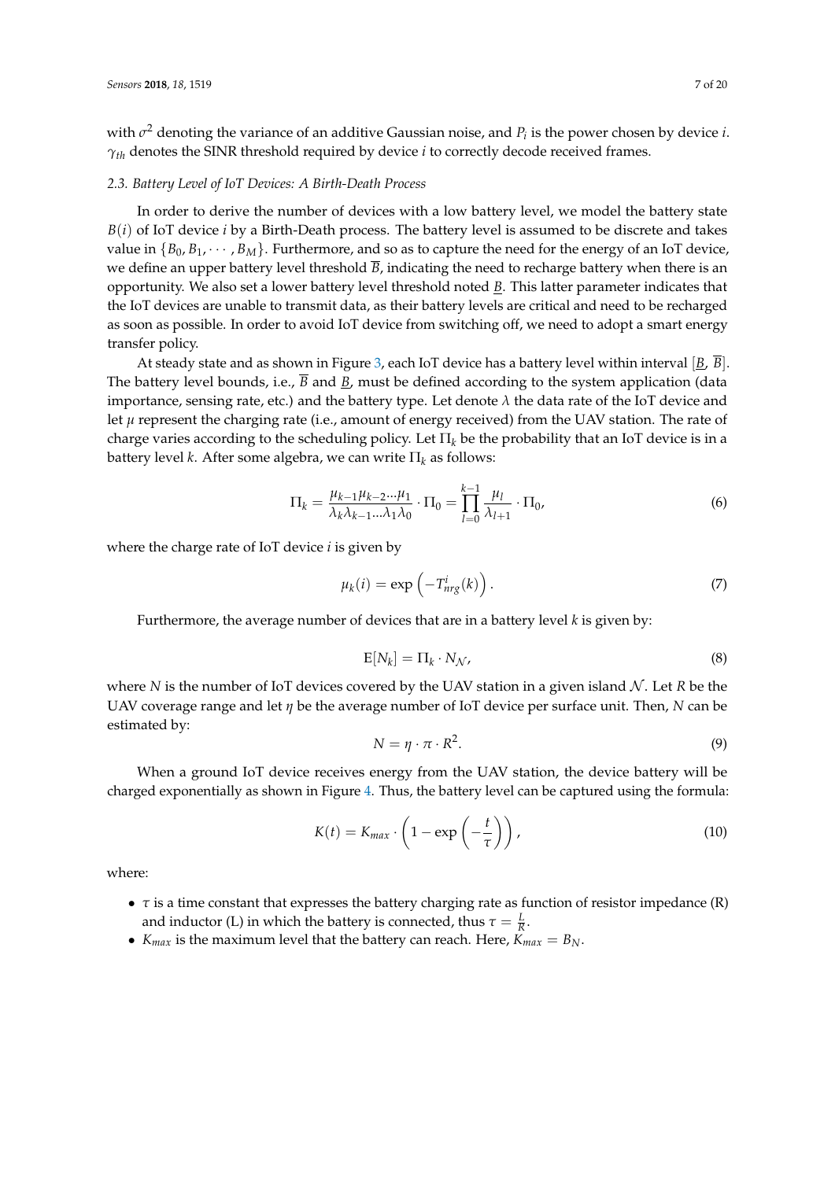with $\sigma^2$ denoting the variance of an additive Gaussian noise, and $P_i$ is the power chosen by device $i$. $\gamma_{th}$ denotes the SINR threshold required by device $i$ to correctly decode received frames.

### *2.3. Battery Level of IoT Devices: A Birth-Death Process*

In order to derive the number of devices with a low battery level, we model the battery state $B(i)$ of IoT device $i$ by a Birth-Death process. The battery level is assumed to be discrete and takes value in $\{B_0, B_1, \cdots, B_M\}$. Furthermore, and so as to capture the need for the energy of an IoT device, we define an upper battery level threshold $\overline{B}$, indicating the need to recharge battery when there is an opportunity. We also set a lower battery level threshold noted $\underline{B}$. This latter parameter indicates that the IoT devices are unable to transmit data, as their battery levels are critical and need to be recharged as soon as possible. In order to avoid IoT device from switching off, we need to adopt a smart energy transfer policy.

At steady state and as shown in Figure 3, each IoT device has a battery level within interval $[\underline{B}, \overline{B}]$. The battery level bounds, i.e., $\overline{B}$ and $\underline{B}$, must be defined according to the system application (data importance, sensing rate, etc.) and the battery type. Let denote $\lambda$ the data rate of the IoT device and let $\mu$ represent the charging rate (i.e., amount of energy received) from the UAV station. The rate of charge varies according to the scheduling policy. Let $\Pi_k$ be the probability that an IoT device is in a battery level $k$. After some algebra, we can write $\Pi_k$ as follows:

$$\Pi_k = \frac{\mu_{k-1}\mu_{k-2}\cdots\mu_1}{\lambda_k\lambda_{k-1}\ldots\lambda_1\lambda_0} \cdot \Pi_0 = \prod_{l=0}^{k-1} \frac{\mu_l}{\lambda_{l+1}} \cdot \Pi_0, \tag{6}$$

where the charge rate of IoT device $i$ is given by

$$\mu_k(i) = \exp\left(-T^i_{nrg}(k)\right). \tag{7}$$

Furthermore, the average number of devices that are in a battery level $k$ is given by:

$$\mathrm{E}[N_k] = \Pi_k \cdot N_{\mathcal{N}}, \tag{8}$$

where $N$ is the number of IoT devices covered by the UAV station in a given island $\mathcal{N}$. Let $R$ be the UAV coverage range and let $\eta$ be the average number of IoT device per surface unit. Then, $N$ can be estimated by:

$$N = \eta \cdot \pi \cdot R^2. \tag{9}$$

When a ground IoT device receives energy from the UAV station, the device battery will be charged exponentially as shown in Figure 4. Thus, the battery level can be captured using the formula:

$$K(t) = K_{max} \cdot \left(1 - \exp\left(-\frac{t}{\tau}\right)\right), \tag{10}$$

where:

- $\tau$ is a time constant that expresses the battery charging rate as function of resistor impedance (R) and inductor (L) in which the battery is connected, thus $\tau = \frac{L}{R}$.
- $K_{max}$ is the maximum level that the battery can reach. Here, $K_{max} = B_N$.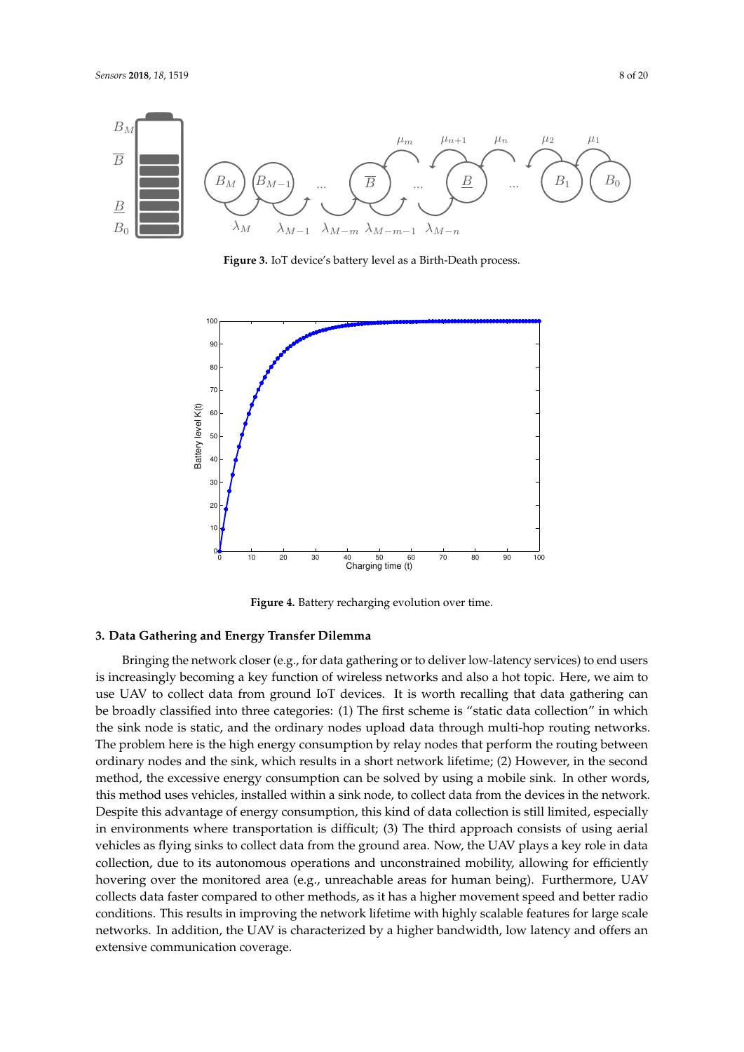**Figure 3.** IoT device's battery level as a Birth-Death process.

**Figure 4.** Battery recharging evolution over time.

### 3. Data Gathering and Energy Transfer Dilemma

Bringing the network closer (e.g., for data gathering or to deliver low-latency services) to end users is increasingly becoming a key function of wireless networks and also a hot topic. Here, we aim to use UAV to collect data from ground IoT devices. It is worth recalling that data gathering can be broadly classified into three categories: (1) The first scheme is "static data collection" in which the sink node is static, and the ordinary nodes upload data through multi-hop routing networks. The problem here is the high energy consumption by relay nodes that perform the routing between ordinary nodes and the sink, which results in a short network lifetime; (2) However, in the second method, the excessive energy consumption can be solved by using a mobile sink. In other words, this method uses vehicles, installed within a sink node, to collect data from the devices in the network. Despite this advantage of energy consumption, this kind of data collection is still limited, especially in environments where transportation is difficult; (3) The third approach consists of using aerial vehicles as flying sinks to collect data from the ground area. Now, the UAV plays a key role in data collection, due to its autonomous operations and unconstrained mobility, allowing for efficiently hovering over the monitored area (e.g., unreachable areas for human being). Furthermore, UAV collects data faster compared to other methods, as it has a higher movement speed and better radio conditions. This results in improving the network lifetime with highly scalable features for large scale networks. In addition, the UAV is characterized by a higher bandwidth, low latency and offers an extensive communication coverage.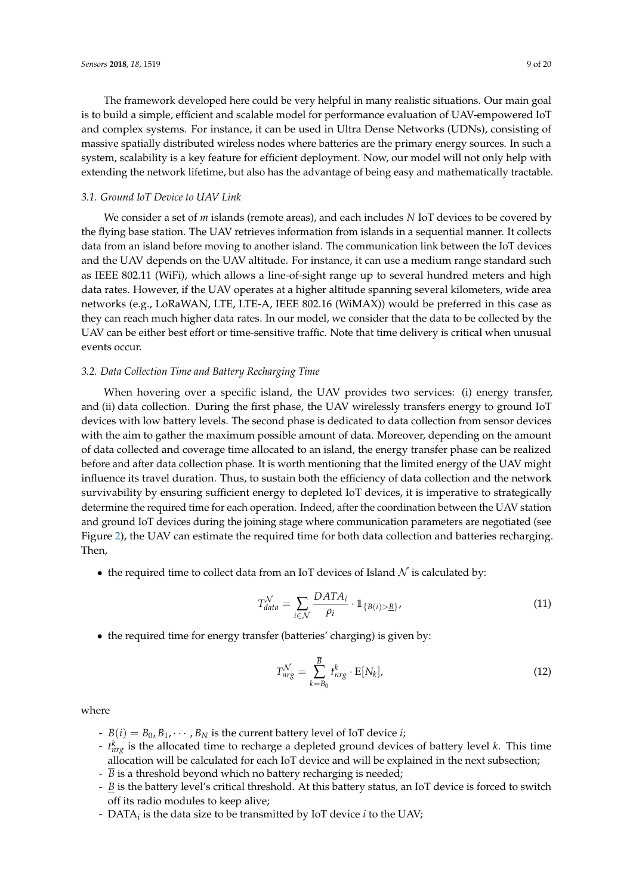The framework developed here could be very helpful in many realistic situations. Our main goal is to build a simple, efficient and scalable model for performance evaluation of UAV-empowered IoT and complex systems. For instance, it can be used in Ultra Dense Networks (UDNs), consisting of massive spatially distributed wireless nodes where batteries are the primary energy sources. In such a system, scalability is a key feature for efficient deployment. Now, our model will not only help with extending the network lifetime, but also has the advantage of being easy and mathematically tractable.

### *3.1. Ground IoT Device to UAV Link*

We consider a set of $m$ islands (remote areas), and each includes $N$ IoT devices to be covered by the flying base station. The UAV retrieves information from islands in a sequential manner. It collects data from an island before moving to another island. The communication link between the IoT devices and the UAV depends on the UAV altitude. For instance, it can use a medium range standard such as IEEE 802.11 (WiFi), which allows a line-of-sight range up to several hundred meters and high data rates. However, if the UAV operates at a higher altitude spanning several kilometers, wide area networks (e.g., LoRaWAN, LTE, LTE-A, IEEE 802.16 (WiMAX)) would be preferred in this case as they can reach much higher data rates. In our model, we consider that the data to be collected by the UAV can be either best effort or time-sensitive traffic. Note that time delivery is critical when unusual events occur.

### *3.2. Data Collection Time and Battery Recharging Time*

When hovering over a specific island, the UAV provides two services: (i) energy transfer, and (ii) data collection. During the first phase, the UAV wirelessly transfers energy to ground IoT devices with low battery levels. The second phase is dedicated to data collection from sensor devices with the aim to gather the maximum possible amount of data. Moreover, depending on the amount of data collected and coverage time allocated to an island, the energy transfer phase can be realized before and after data collection phase. It is worth mentioning that the limited energy of the UAV might influence its travel duration. Thus, to sustain both the efficiency of data collection and the network survivability by ensuring sufficient energy to depleted IoT devices, it is imperative to strategically determine the required time for each operation. Indeed, after the coordination between the UAV station and ground IoT devices during the joining stage where communication parameters are negotiated (see Figure 2), the UAV can estimate the required time for both data collection and batteries recharging. Then,

- the required time to collect data from an IoT devices of Island $\mathcal{N}$ is calculated by:

$$T_{data}^{\mathcal{N}} = \sum_{i \in \mathcal{N}} \frac{DATA_i}{\rho_i} \cdot \mathbb{1}_{\{B(i) > \underline{B}\}}, \tag{11}$$

- the required time for energy transfer (batteries' charging) is given by:

$$T_{nrg}^{\mathcal{N}} = \sum_{k=B_0}^{\overline{B}} t_{nrg}^{k} \cdot \mathrm{E}[N_k], \tag{12}$$

where

- $B(i) = B_0, B_1, \cdots, B_N$ is the current battery level of IoT device $i$;
- $t_{nrg}^{k}$ is the allocated time to recharge a depleted ground devices of battery level $k$. This time allocation will be calculated for each IoT device and will be explained in the next subsection;
- $\overline{B}$ is a threshold beyond which no battery recharging is needed;
- $\underline{B}$ is the battery level's critical threshold. At this battery status, an IoT device is forced to switch off its radio modules to keep alive;
- $\mathrm{DATA}_i$ is the data size to be transmitted by IoT device $i$ to the UAV;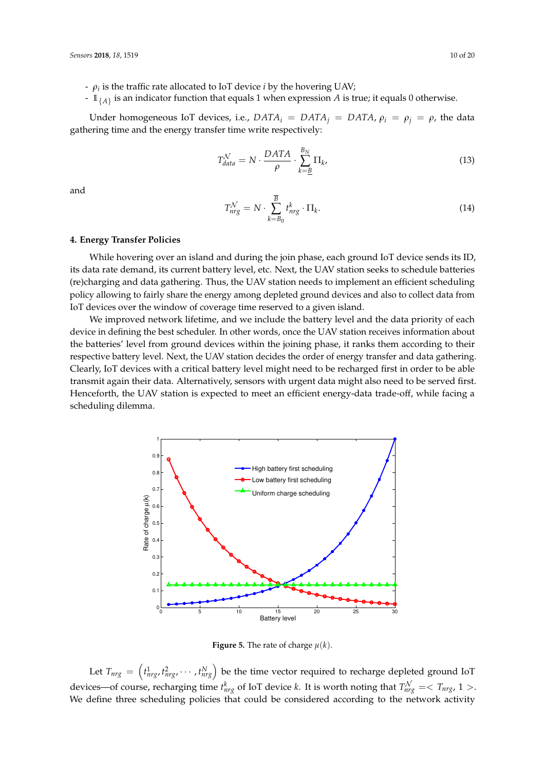- $\rho_i$ is the traffic rate allocated to IoT device $i$ by the hovering UAV;
- $\mathbb{1}_{\{A\}}$ is an indicator function that equals 1 when expression $A$ is true; it equals 0 otherwise.

Under homogeneous IoT devices, i.e., $DATA_i = DATA_j = DATA$, $\rho_i = \rho_j = \rho$, the data gathering time and the energy transfer time write respectively:

$$T_{data}^{\mathcal{N}} = N \cdot \frac{DATA}{\rho} \cdot \sum_{k=\underline{B}}^{B_N} \Pi_k, \tag{13}$$

and

$$T_{nrg}^{\mathcal{N}} = N \cdot \sum_{k=B_0}^{\overline{B}} t_{nrg}^{k} \cdot \Pi_k. \tag{14}$$

## 4. Energy Transfer Policies

While hovering over an island and during the join phase, each ground IoT device sends its ID, its data rate demand, its current battery level, etc. Next, the UAV station seeks to schedule batteries (re)charging and data gathering. Thus, the UAV station needs to implement an efficient scheduling policy allowing to fairly share the energy among depleted ground devices and also to collect data from IoT devices over the window of coverage time reserved to a given island.

We improved network lifetime, and we include the battery level and the data priority of each device in defining the best scheduler. In other words, once the UAV station receives information about the batteries' level from ground devices within the joining phase, it ranks them according to their respective battery level. Next, the UAV station decides the order of energy transfer and data gathering. Clearly, IoT devices with a critical battery level might need to be recharged first in order to be able transmit again their data. Alternatively, sensors with urgent data might also need to be served first. Henceforth, the UAV station is expected to meet an efficient energy-data trade-off, while facing a scheduling dilemma.

**Figure 5.** The rate of charge $\mu(k)$.

Let $T_{nrg} = \left(t_{nrg}^{1}, t_{nrg}^{2}, \cdots, t_{nrg}^{N}\right)$ be the time vector required to recharge depleted ground IoT devices—of course, recharging time $t_{nrg}^{k}$ of IoT device $k$. It is worth noting that $T_{nrg}^{\mathcal{N}} =< T_{nrg}, 1 >$. We define three scheduling policies that could be considered according to the network activity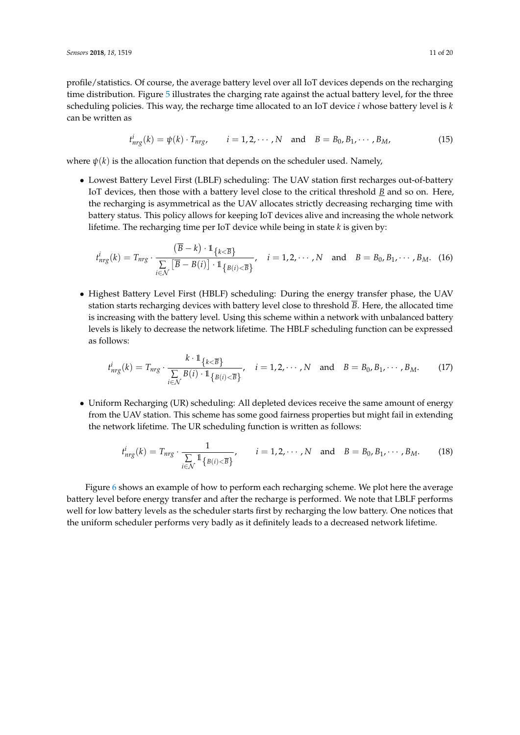profile/statistics. Of course, the average battery level over all IoT devices depends on the recharging time distribution. Figure 5 illustrates the charging rate against the actual battery level, for the three scheduling policies. This way, the recharge time allocated to an IoT device $i$ whose battery level is $k$ can be written as

$$t^i_{nrg}(k) = \psi(k) \cdot T_{nrg}, \qquad i = 1, 2, \cdots, N \quad \text{and} \quad B = B_0, B_1, \cdots, B_M, \tag{15}$$

where $\psi(k)$ is the allocation function that depends on the scheduler used. Namely,

- Lowest Battery Level First (LBLF) scheduling: The UAV station first recharges out-of-battery IoT devices, then those with a battery level close to the critical threshold $\underline{B}$ and so on. Here, the recharging is asymmetrical as the UAV allocates strictly decreasing recharging time with battery status. This policy allows for keeping IoT devices alive and increasing the whole network lifetime. The recharging time per IoT device while being in state $k$ is given by:

$$t^i_{nrg}(k) = T_{nrg} \cdot \frac{\left(\overline{B} - k\right) \cdot \mathbb{1}_{\left\{k<\overline{B}\right\}}}{\sum\limits_{i \in \mathcal{N}} \left[\overline{B} - B(i)\right] \cdot \mathbb{1}_{\left\{B(i)<\overline{B}\right\}}}, \quad i = 1, 2, \cdots, N \quad \text{and} \quad B = B_0, B_1, \cdots, B_M. \tag{16}$$

- Highest Battery Level First (HBLF) scheduling: During the energy transfer phase, the UAV station starts recharging devices with battery level close to threshold $\overline{B}$. Here, the allocated time is increasing with the battery level. Using this scheme within a network with unbalanced battery levels is likely to decrease the network lifetime. The HBLF scheduling function can be expressed as follows:

$$t^i_{nrg}(k) = T_{nrg} \cdot \frac{k \cdot \mathbb{1}_{\left\{k<\overline{B}\right\}}}{\sum\limits_{i \in \mathcal{N}} B(i) \cdot \mathbb{1}_{\left\{B(i)<\overline{B}\right\}}}, \quad i = 1, 2, \cdots, N \quad \text{and} \quad B = B_0, B_1, \cdots, B_M. \tag{17}$$

- Uniform Recharging (UR) scheduling: All depleted devices receive the same amount of energy from the UAV station. This scheme has some good fairness properties but might fail in extending the network lifetime. The UR scheduling function is written as follows:

$$t^i_{nrg}(k) = T_{nrg} \cdot \frac{1}{\sum\limits_{i \in \mathcal{N}} \mathbb{1}_{\left\{B(i)<\overline{B}\right\}}}, \qquad i = 1, 2, \cdots, N \quad \text{and} \quad B = B_0, B_1, \cdots, B_M. \tag{18}$$

Figure 6 shows an example of how to perform each recharging scheme. We plot here the average battery level before energy transfer and after the recharge is performed. We note that LBLF performs well for low battery levels as the scheduler starts first by recharging the low battery. One notices that the uniform scheduler performs very badly as it definitely leads to a decreased network lifetime.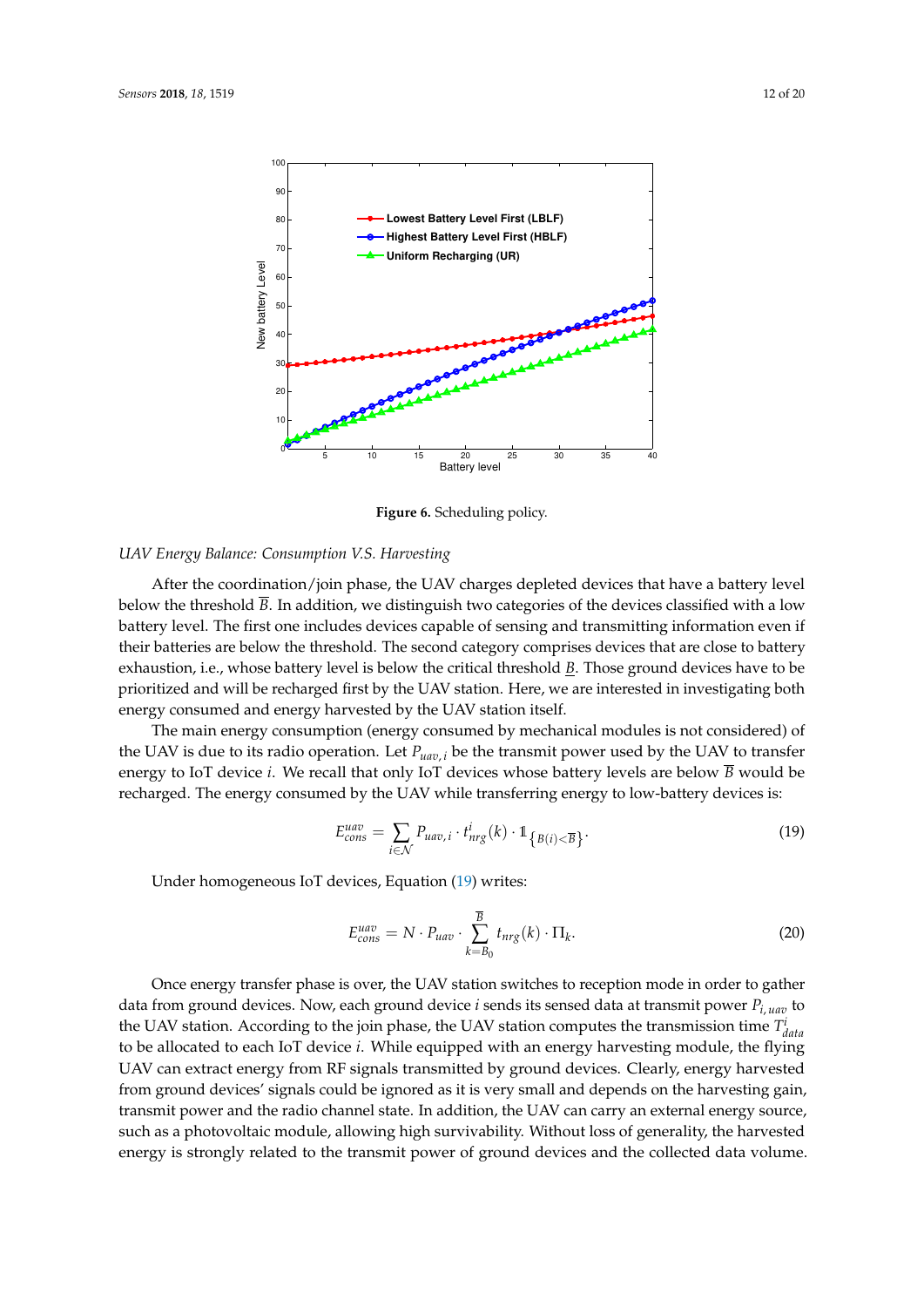Figure 6. Scheduling policy.

*UAV Energy Balance: Consumption V.S. Harvesting*

After the coordination/join phase, the UAV charges depleted devices that have a battery level below the threshold $\overline{B}$. In addition, we distinguish two categories of the devices classified with a low battery level. The first one includes devices capable of sensing and transmitting information even if their batteries are below the threshold. The second category comprises devices that are close to battery exhaustion, i.e., whose battery level is below the critical threshold $\underline{B}$. Those ground devices have to be prioritized and will be recharged first by the UAV station. Here, we are interested in investigating both energy consumed and energy harvested by the UAV station itself.

The main energy consumption (energy consumed by mechanical modules is not considered) of the UAV is due to its radio operation. Let $P_{uav,i}$ be the transmit power used by the UAV to transfer energy to IoT device $i$. We recall that only IoT devices whose battery levels are below $\overline{B}$ would be recharged. The energy consumed by the UAV while transferring energy to low-battery devices is:

$$E_{cons}^{uav} = \sum_{i \in \mathcal{N}} P_{uav,i} \cdot t_{nrg}^{i}(k) \cdot \mathbb{1}_{\{B(i) < \overline{B}\}}. \tag{19}$$

Under homogeneous IoT devices, Equation (19) writes:

$$E_{cons}^{uav} = N \cdot P_{uav} \cdot \sum_{k=B_0}^{\overline{B}} t_{nrg}(k) \cdot \Pi_k. \tag{20}$$

Once energy transfer phase is over, the UAV station switches to reception mode in order to gather data from ground devices. Now, each ground device $i$ sends its sensed data at transmit power $P_{i,uav}$ to the UAV station. According to the join phase, the UAV station computes the transmission time $T_{data}^{i}$ to be allocated to each IoT device $i$. While equipped with an energy harvesting module, the flying UAV can extract energy from RF signals transmitted by ground devices. Clearly, energy harvested from ground devices' signals could be ignored as it is very small and depends on the harvesting gain, transmit power and the radio channel state. In addition, the UAV can carry an external energy source, such as a photovoltaic module, allowing high survivability. Without loss of generality, the harvested energy is strongly related to the transmit power of ground devices and the collected data volume.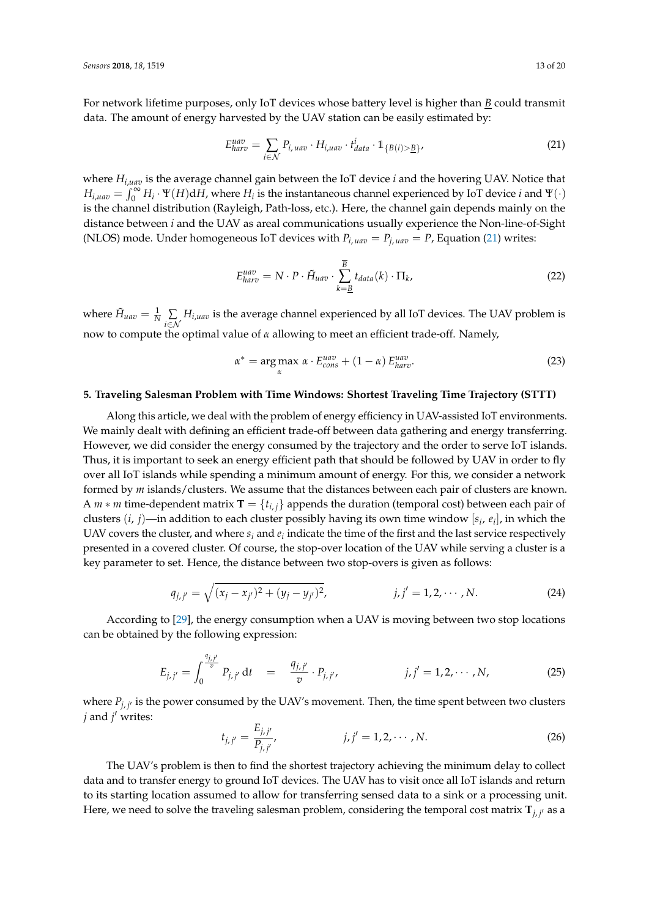For network lifetime purposes, only IoT devices whose battery level is higher than $\underline{B}$ could transmit data. The amount of energy harvested by the UAV station can be easily estimated by:

$$E_{harv}^{uav} = \sum_{i \in \mathcal{N}} P_{i,uav} \cdot H_{i,uav} \cdot t_{data}^{i} \cdot \mathbb{1}_{\{B(i) > \underline{B}\}}, \tag{21}$$

where $H_{i,uav}$ is the average channel gain between the IoT device $i$ and the hovering UAV. Notice that $H_{i,uav} = \int_0^{\infty} H_i \cdot \Psi(H) \mathrm{d}H$, where $H_i$ is the instantaneous channel experienced by IoT device $i$ and $\Psi(\cdot)$ is the channel distribution (Rayleigh, Path-loss, etc.). Here, the channel gain depends mainly on the distance between $i$ and the UAV as areal communications usually experience the Non-line-of-Sight (NLOS) mode. Under homogeneous IoT devices with $P_{i,uav} = P_{j,uav} = P$, Equation (21) writes:

$$E_{harv}^{uav} = N \cdot P \cdot \tilde{H}_{uav} \cdot \sum_{k=\underline{B}}^{\overline{B}} t_{data}(k) \cdot \Pi_k, \tag{22}$$

where $\tilde{H}_{uav} = \frac{1}{N} \sum_{i \in \mathcal{N}} H_{i,uav}$ is the average channel experienced by all IoT devices. The UAV problem is now to compute the optimal value of $\alpha$ allowing to meet an efficient trade-off. Namely,

$$\alpha^* = \arg\max_{\alpha} \alpha \cdot E_{cons}^{uav} + (1 - \alpha) E_{harv}^{uav}. \tag{23}$$

## 5. Traveling Salesman Problem with Time Windows: Shortest Traveling Time Trajectory (STTT)

Along this article, we deal with the problem of energy efficiency in UAV-assisted IoT environments. We mainly dealt with defining an efficient trade-off between data gathering and energy transferring. However, we did consider the energy consumed by the trajectory and the order to serve IoT islands. Thus, it is important to seek an energy efficient path that should be followed by UAV in order to fly over all IoT islands while spending a minimum amount of energy. For this, we consider a network formed by $m$ islands/clusters. We assume that the distances between each pair of clusters are known. A $m * m$ time-dependent matrix $\mathbf{T} = \{t_{i,j}\}$ appends the duration (temporal cost) between each pair of clusters $(i, j)$—in addition to each cluster possibly having its own time window $[s_i, e_i]$, in which the UAV covers the cluster, and where $s_i$ and $e_i$ indicate the time of the first and the last service respectively presented in a covered cluster. Of course, the stop-over location of the UAV while serving a cluster is a key parameter to set. Hence, the distance between two stop-overs is given as follows:

$$q_{j,j'} = \sqrt{(x_j - x_{j'})^2 + (y_j - y_{j'})^2}, \qquad j, j' = 1, 2, \cdots, N. \tag{24}$$

According to [29], the energy consumption when a UAV is moving between two stop locations can be obtained by the following expression:

$$E_{j,j'} = \int_0^{\frac{q_{j,j'}}{v}} P_{j,j'} \, \mathrm{d}t \quad = \quad \frac{q_{j,j'}}{v} \cdot P_{j,j'}, \qquad j, j' = 1, 2, \cdots, N, \tag{25}$$

where $P_{j,j'}$ is the power consumed by the UAV's movement. Then, the time spent between two clusters $j$ and $j'$ writes:

$$t_{j,j'} = \frac{E_{j,j'}}{P_{j,j'}}, \qquad j, j' = 1, 2, \cdots, N. \tag{26}$$

The UAV's problem is then to find the shortest trajectory achieving the minimum delay to collect data and to transfer energy to ground IoT devices. The UAV has to visit once all IoT islands and return to its starting location assumed to allow for transferring sensed data to a sink or a processing unit. Here, we need to solve the traveling salesman problem, considering the temporal cost matrix $\mathbf{T}_{j,j'}$ as a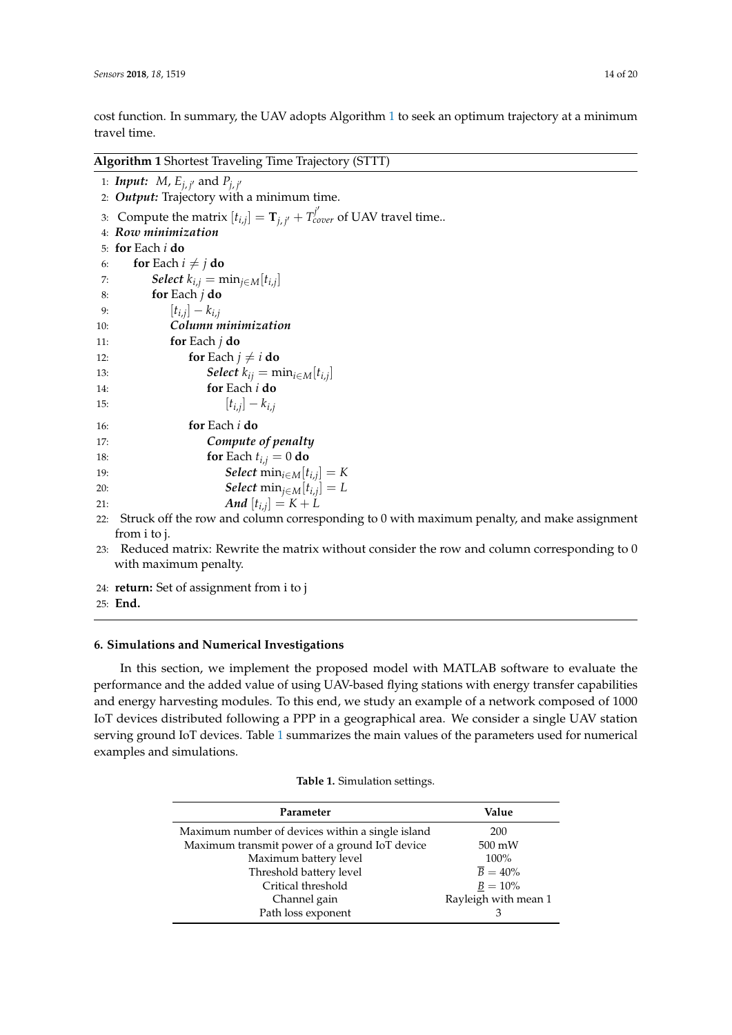cost function. In summary, the UAV adopts Algorithm 1 to seek an optimum trajectory at a minimum travel time.

**Algorithm 1** Shortest Traveling Time Trajectory (STTT)

1: ***Input:*** $M$, $E_{j,j'}$ and $P_{j,j'}$
2: ***Output:*** Trajectory with a minimum time.
3: Compute the matrix $[t_{i,j}] = \mathbf{T}_{j,j'} + T^{j'}_{cover}$ of UAV travel time..
4: ***Row minimization***
5: **for** Each $i$ **do**
6: &nbsp;&nbsp;&nbsp;&nbsp;**for** Each $i \neq j$ **do**
7: &nbsp;&nbsp;&nbsp;&nbsp;&nbsp;&nbsp;&nbsp;&nbsp;***Select*** $k_{i,j} = \min_{j \in M}[t_{i,j}]$
8: &nbsp;&nbsp;&nbsp;&nbsp;&nbsp;&nbsp;&nbsp;&nbsp;**for** Each $j$ **do**
9: &nbsp;&nbsp;&nbsp;&nbsp;&nbsp;&nbsp;&nbsp;&nbsp;&nbsp;&nbsp;&nbsp;&nbsp;$[t_{i,j}] - k_{i,j}$
10: &nbsp;&nbsp;&nbsp;&nbsp;&nbsp;&nbsp;&nbsp;&nbsp;&nbsp;&nbsp;&nbsp;&nbsp;***Column minimization***
11: &nbsp;&nbsp;&nbsp;&nbsp;&nbsp;&nbsp;&nbsp;&nbsp;&nbsp;&nbsp;&nbsp;&nbsp;**for** Each $j$ **do**
12: &nbsp;&nbsp;&nbsp;&nbsp;&nbsp;&nbsp;&nbsp;&nbsp;&nbsp;&nbsp;&nbsp;&nbsp;&nbsp;&nbsp;&nbsp;&nbsp;**for** Each $j \neq i$ **do**
13: &nbsp;&nbsp;&nbsp;&nbsp;&nbsp;&nbsp;&nbsp;&nbsp;&nbsp;&nbsp;&nbsp;&nbsp;&nbsp;&nbsp;&nbsp;&nbsp;&nbsp;&nbsp;&nbsp;&nbsp;***Select*** $k_{ij} = \min_{i \in M}[t_{i,j}]$
14: &nbsp;&nbsp;&nbsp;&nbsp;&nbsp;&nbsp;&nbsp;&nbsp;&nbsp;&nbsp;&nbsp;&nbsp;&nbsp;&nbsp;&nbsp;&nbsp;&nbsp;&nbsp;&nbsp;&nbsp;**for** Each $i$ **do**
15: &nbsp;&nbsp;&nbsp;&nbsp;&nbsp;&nbsp;&nbsp;&nbsp;&nbsp;&nbsp;&nbsp;&nbsp;&nbsp;&nbsp;&nbsp;&nbsp;&nbsp;&nbsp;&nbsp;&nbsp;&nbsp;&nbsp;&nbsp;&nbsp;$[t_{i,j}] - k_{i,j}$
16: &nbsp;&nbsp;&nbsp;&nbsp;&nbsp;&nbsp;&nbsp;&nbsp;&nbsp;&nbsp;&nbsp;&nbsp;&nbsp;&nbsp;&nbsp;&nbsp;**for** Each $i$ **do**
17: &nbsp;&nbsp;&nbsp;&nbsp;&nbsp;&nbsp;&nbsp;&nbsp;&nbsp;&nbsp;&nbsp;&nbsp;&nbsp;&nbsp;&nbsp;&nbsp;&nbsp;&nbsp;&nbsp;&nbsp;***Compute of penalty***
18: &nbsp;&nbsp;&nbsp;&nbsp;&nbsp;&nbsp;&nbsp;&nbsp;&nbsp;&nbsp;&nbsp;&nbsp;&nbsp;&nbsp;&nbsp;&nbsp;&nbsp;&nbsp;&nbsp;&nbsp;**for** Each $t_{i,j} = 0$ **do**
19: &nbsp;&nbsp;&nbsp;&nbsp;&nbsp;&nbsp;&nbsp;&nbsp;&nbsp;&nbsp;&nbsp;&nbsp;&nbsp;&nbsp;&nbsp;&nbsp;&nbsp;&nbsp;&nbsp;&nbsp;&nbsp;&nbsp;&nbsp;&nbsp;***Select*** $\min_{i \in M}[t_{i,j}] = K$
20: &nbsp;&nbsp;&nbsp;&nbsp;&nbsp;&nbsp;&nbsp;&nbsp;&nbsp;&nbsp;&nbsp;&nbsp;&nbsp;&nbsp;&nbsp;&nbsp;&nbsp;&nbsp;&nbsp;&nbsp;&nbsp;&nbsp;&nbsp;&nbsp;***Select*** $\min_{j \in M}[t_{i,j}] = L$
21: &nbsp;&nbsp;&nbsp;&nbsp;&nbsp;&nbsp;&nbsp;&nbsp;&nbsp;&nbsp;&nbsp;&nbsp;&nbsp;&nbsp;&nbsp;&nbsp;&nbsp;&nbsp;&nbsp;&nbsp;&nbsp;&nbsp;&nbsp;&nbsp;***And*** $[t_{i,j}] = K + L$
22: Struck off the row and column corresponding to 0 with maximum penalty, and make assignment from i to j.
23: Reduced matrix: Rewrite the matrix without consider the row and column corresponding to 0 with maximum penalty.
24: **return:** Set of assignment from i to j
25: **End.**

## 6. Simulations and Numerical Investigations

In this section, we implement the proposed model with MATLAB software to evaluate the performance and the added value of using UAV-based flying stations with energy transfer capabilities and energy harvesting modules. To this end, we study an example of a network composed of 1000 IoT devices distributed following a PPP in a geographical area. We consider a single UAV station serving ground IoT devices. Table 1 summarizes the main values of the parameters used for numerical examples and simulations.

**Table 1.** Simulation settings.

| Parameter | Value |
|---|---|
| Maximum number of devices within a single island | 200 |
| Maximum transmit power of a ground IoT device | 500 mW |
| Maximum battery level | 100% |
| Threshold battery level | $\overline{B} = 40\%$ |
| Critical threshold | $\underline{B} = 10\%$ |
| Channel gain | Rayleigh with mean 1 |
| Path loss exponent | 3 |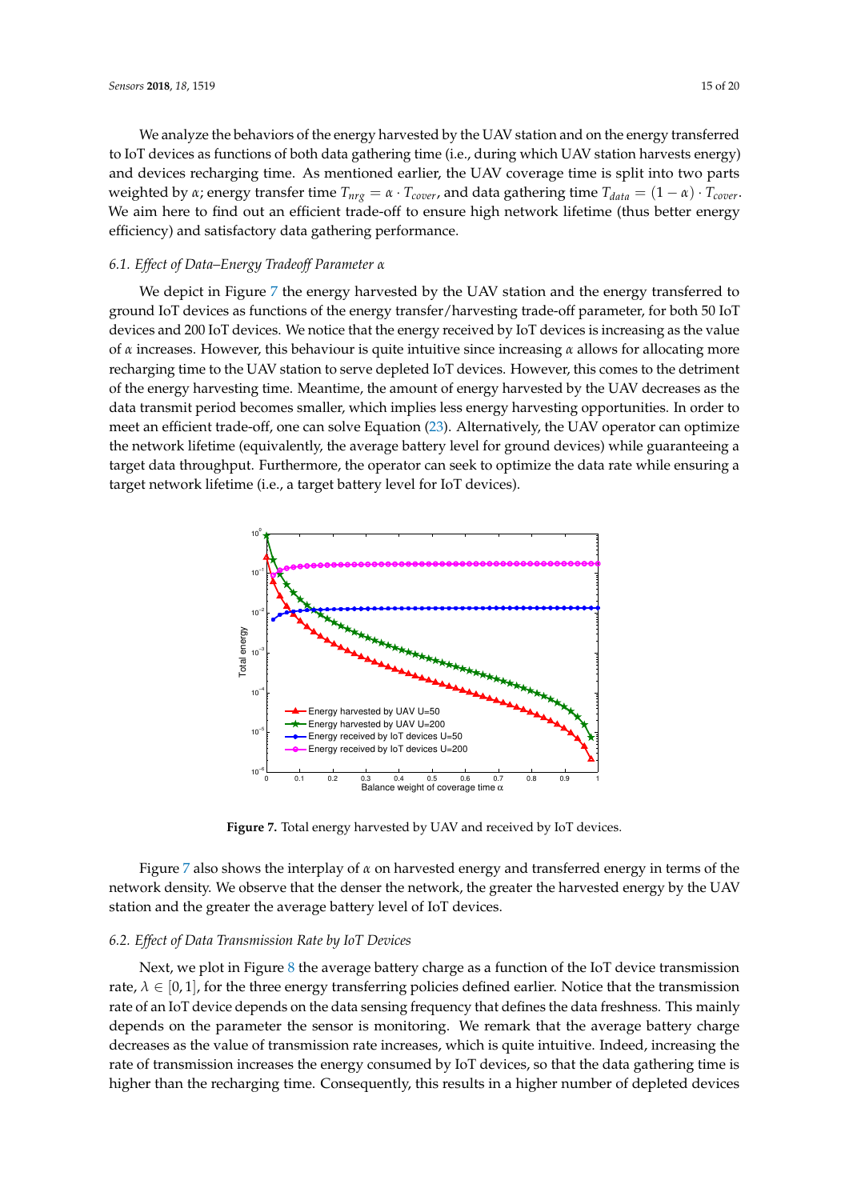We analyze the behaviors of the energy harvested by the UAV station and on the energy transferred to IoT devices as functions of both data gathering time (i.e., during which UAV station harvests energy) and devices recharging time. As mentioned earlier, the UAV coverage time is split into two parts weighted by $\alpha$; energy transfer time $T_{nrg} = \alpha \cdot T_{cover}$, and data gathering time $T_{data} = (1 - \alpha) \cdot T_{cover}$. We aim here to find out an efficient trade-off to ensure high network lifetime (thus better energy efficiency) and satisfactory data gathering performance.

### 6.1. Effect of Data–Energy Tradeoff Parameter $\alpha$

We depict in Figure 7 the energy harvested by the UAV station and the energy transferred to ground IoT devices as functions of the energy transfer/harvesting trade-off parameter, for both 50 IoT devices and 200 IoT devices. We notice that the energy received by IoT devices is increasing as the value of $\alpha$ increases. However, this behaviour is quite intuitive since increasing $\alpha$ allows for allocating more recharging time to the UAV station to serve depleted IoT devices. However, this comes to the detriment of the energy harvesting time. Meantime, the amount of energy harvested by the UAV decreases as the data transmit period becomes smaller, which implies less energy harvesting opportunities. In order to meet an efficient trade-off, one can solve Equation (23). Alternatively, the UAV operator can optimize the network lifetime (equivalently, the average battery level for ground devices) while guaranteeing a target data throughput. Furthermore, the operator can seek to optimize the data rate while ensuring a target network lifetime (i.e., a target battery level for IoT devices).

**Figure 7.** Total energy harvested by UAV and received by IoT devices.

Figure 7 also shows the interplay of $\alpha$ on harvested energy and transferred energy in terms of the network density. We observe that the denser the network, the greater the harvested energy by the UAV station and the greater the average battery level of IoT devices.

### 6.2. Effect of Data Transmission Rate by IoT Devices

Next, we plot in Figure 8 the average battery charge as a function of the IoT device transmission rate, $\lambda \in [0, 1]$, for the three energy transferring policies defined earlier. Notice that the transmission rate of an IoT device depends on the data sensing frequency that defines the data freshness. This mainly depends on the parameter the sensor is monitoring. We remark that the average battery charge decreases as the value of transmission rate increases, which is quite intuitive. Indeed, increasing the rate of transmission increases the energy consumed by IoT devices, so that the data gathering time is higher than the recharging time. Consequently, this results in a higher number of depleted devices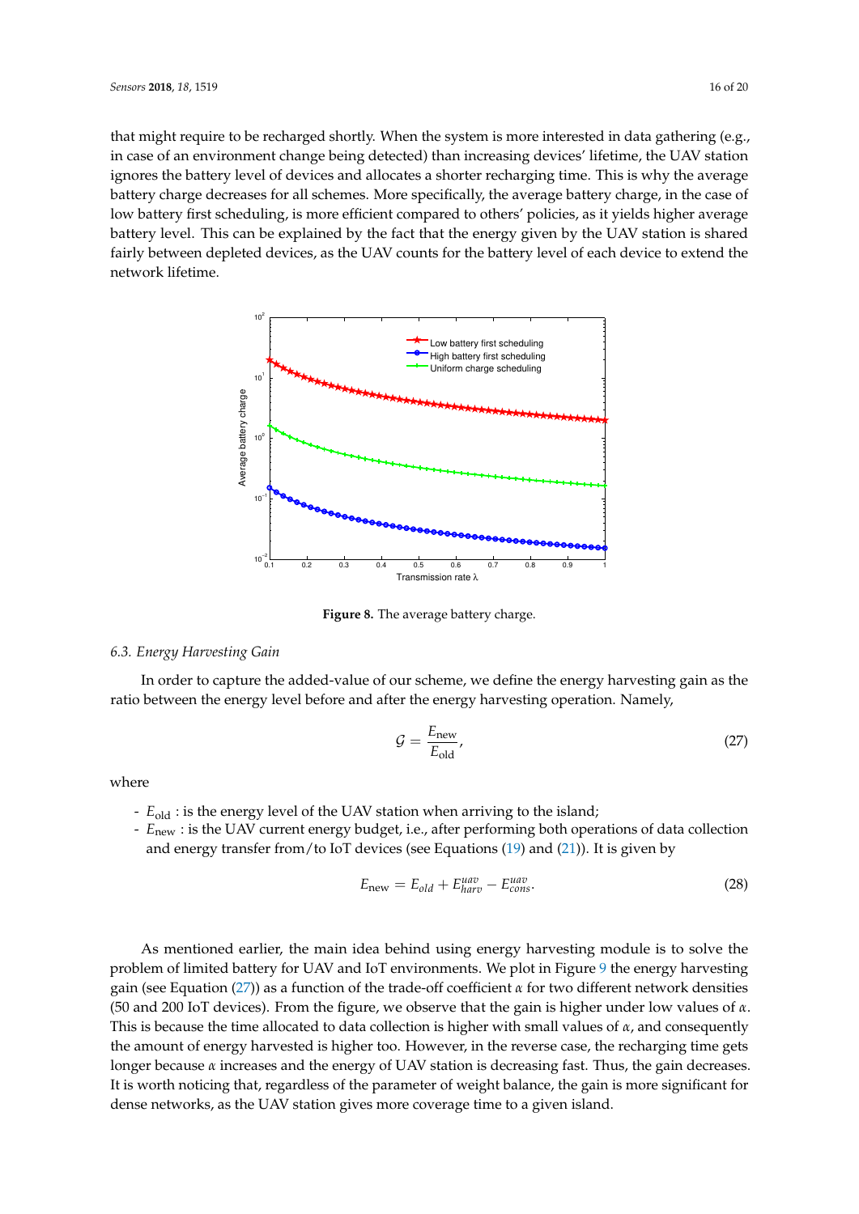that might require to be recharged shortly. When the system is more interested in data gathering (e.g., in case of an environment change being detected) than increasing devices' lifetime, the UAV station ignores the battery level of devices and allocates a shorter recharging time. This is why the average battery charge decreases for all schemes. More specifically, the average battery charge, in the case of low battery first scheduling, is more efficient compared to others' policies, as it yields higher average battery level. This can be explained by the fact that the energy given by the UAV station is shared fairly between depleted devices, as the UAV counts for the battery level of each device to extend the network lifetime.

**Figure 8.** The average battery charge.

### 6.3. Energy Harvesting Gain

In order to capture the added-value of our scheme, we define the energy harvesting gain as the ratio between the energy level before and after the energy harvesting operation. Namely,

$$\mathcal{G} = \frac{E_{\text{new}}}{E_{\text{old}}}, \tag{27}$$

where

- $E_{\text{old}}$ : is the energy level of the UAV station when arriving to the island;
- $E_{\text{new}}$ : is the UAV current energy budget, i.e., after performing both operations of data collection and energy transfer from/to IoT devices (see Equations (19) and (21)). It is given by

$$E_{\text{new}} = E_{old} + E_{harv}^{uav} - E_{cons}^{uav}. \tag{28}$$

As mentioned earlier, the main idea behind using energy harvesting module is to solve the problem of limited battery for UAV and IoT environments. We plot in Figure 9 the energy harvesting gain (see Equation (27)) as a function of the trade-off coefficient $\alpha$ for two different network densities (50 and 200 IoT devices). From the figure, we observe that the gain is higher under low values of $\alpha$. This is because the time allocated to data collection is higher with small values of $\alpha$, and consequently the amount of energy harvested is higher too. However, in the reverse case, the recharging time gets longer because $\alpha$ increases and the energy of UAV station is decreasing fast. Thus, the gain decreases. It is worth noticing that, regardless of the parameter of weight balance, the gain is more significant for dense networks, as the UAV station gives more coverage time to a given island.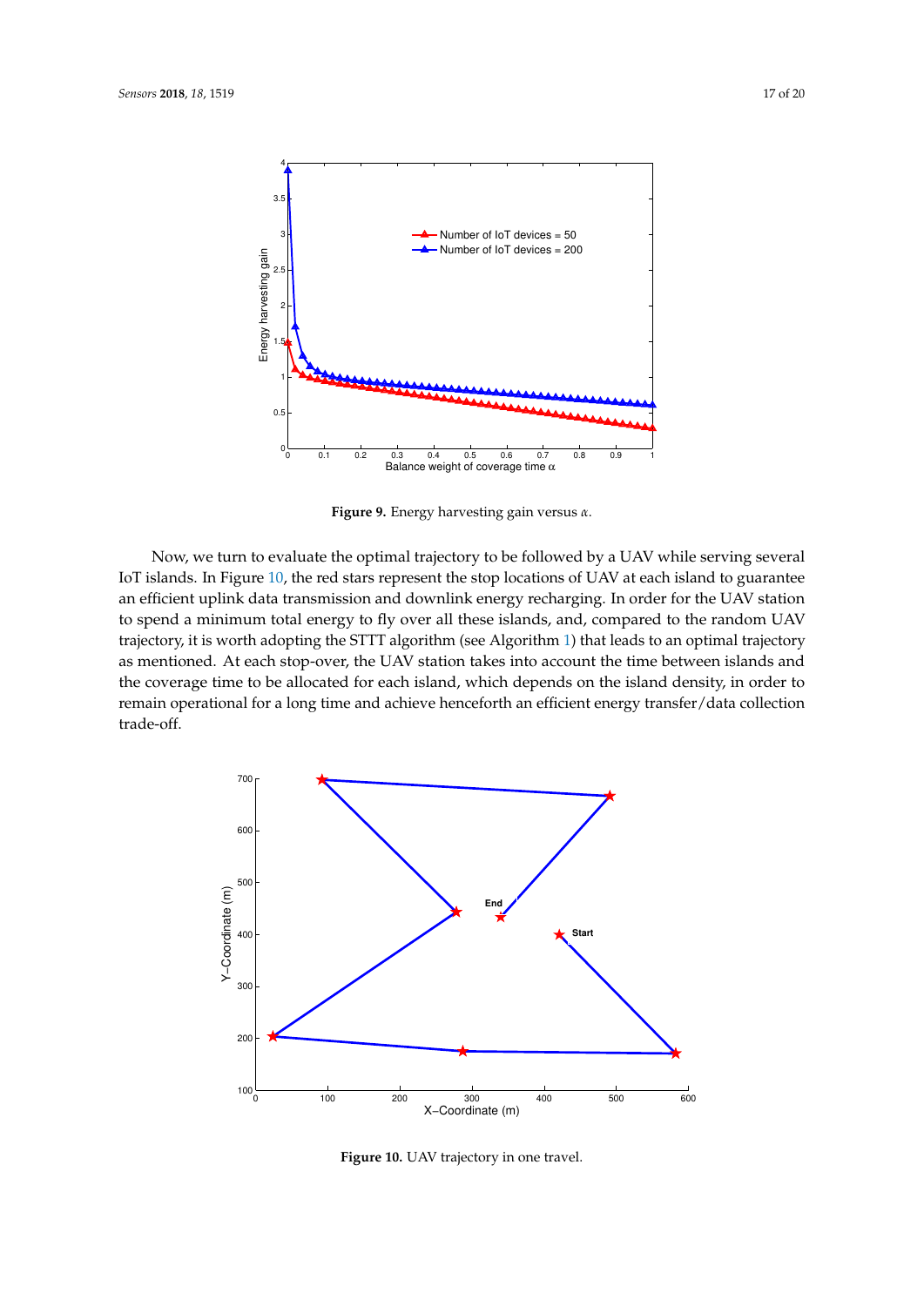**Figure 9.** Energy harvesting gain versus $\alpha$.

Now, we turn to evaluate the optimal trajectory to be followed by a UAV while serving several IoT islands. In Figure 10, the red stars represent the stop locations of UAV at each island to guarantee an efficient uplink data transmission and downlink energy recharging. In order for the UAV station to spend a minimum total energy to fly over all these islands, and, compared to the random UAV trajectory, it is worth adopting the STTT algorithm (see Algorithm 1) that leads to an optimal trajectory as mentioned. At each stop-over, the UAV station takes into account the time between islands and the coverage time to be allocated for each island, which depends on the island density, in order to remain operational for a long time and achieve henceforth an efficient energy transfer/data collection trade-off.

**Figure 10.** UAV trajectory in one travel.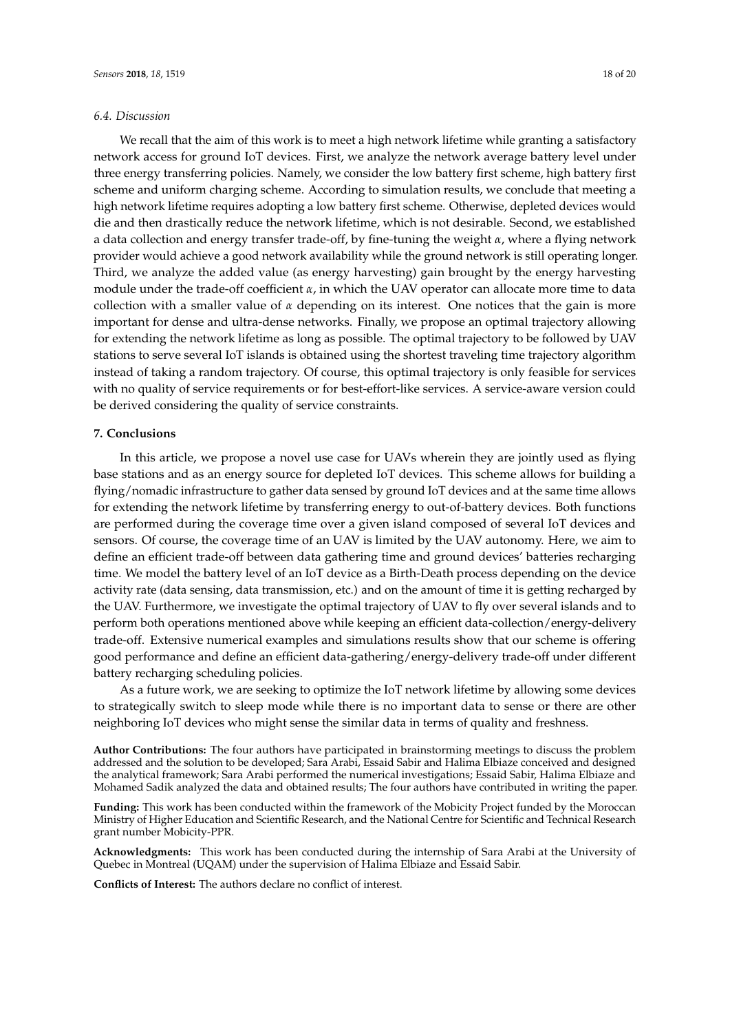### 6.4. Discussion

We recall that the aim of this work is to meet a high network lifetime while granting a satisfactory network access for ground IoT devices. First, we analyze the network average battery level under three energy transferring policies. Namely, we consider the low battery first scheme, high battery first scheme and uniform charging scheme. According to simulation results, we conclude that meeting a high network lifetime requires adopting a low battery first scheme. Otherwise, depleted devices would die and then drastically reduce the network lifetime, which is not desirable. Second, we established a data collection and energy transfer trade-off, by fine-tuning the weight $\alpha$, where a flying network provider would achieve a good network availability while the ground network is still operating longer. Third, we analyze the added value (as energy harvesting) gain brought by the energy harvesting module under the trade-off coefficient $\alpha$, in which the UAV operator can allocate more time to data collection with a smaller value of $\alpha$ depending on its interest. One notices that the gain is more important for dense and ultra-dense networks. Finally, we propose an optimal trajectory allowing for extending the network lifetime as long as possible. The optimal trajectory to be followed by UAV stations to serve several IoT islands is obtained using the shortest traveling time trajectory algorithm instead of taking a random trajectory. Of course, this optimal trajectory is only feasible for services with no quality of service requirements or for best-effort-like services. A service-aware version could be derived considering the quality of service constraints.

## 7. Conclusions

In this article, we propose a novel use case for UAVs wherein they are jointly used as flying base stations and as an energy source for depleted IoT devices. This scheme allows for building a flying/nomadic infrastructure to gather data sensed by ground IoT devices and at the same time allows for extending the network lifetime by transferring energy to out-of-battery devices. Both functions are performed during the coverage time over a given island composed of several IoT devices and sensors. Of course, the coverage time of an UAV is limited by the UAV autonomy. Here, we aim to define an efficient trade-off between data gathering time and ground devices' batteries recharging time. We model the battery level of an IoT device as a Birth-Death process depending on the device activity rate (data sensing, data transmission, etc.) and on the amount of time it is getting recharged by the UAV. Furthermore, we investigate the optimal trajectory of UAV to fly over several islands and to perform both operations mentioned above while keeping an efficient data-collection/energy-delivery trade-off. Extensive numerical examples and simulations results show that our scheme is offering good performance and define an efficient data-gathering/energy-delivery trade-off under different battery recharging scheduling policies.

As a future work, we are seeking to optimize the IoT network lifetime by allowing some devices to strategically switch to sleep mode while there is no important data to sense or there are other neighboring IoT devices who might sense the similar data in terms of quality and freshness.

**Author Contributions:** The four authors have participated in brainstorming meetings to discuss the problem addressed and the solution to be developed; Sara Arabi, Essaid Sabir and Halima Elbiaze conceived and designed the analytical framework; Sara Arabi performed the numerical investigations; Essaid Sabir, Halima Elbiaze and Mohamed Sadik analyzed the data and obtained results; The four authors have contributed in writing the paper.

**Funding:** This work has been conducted within the framework of the Mobicity Project funded by the Moroccan Ministry of Higher Education and Scientific Research, and the National Centre for Scientific and Technical Research grant number Mobicity-PPR.

**Acknowledgments:** This work has been conducted during the internship of Sara Arabi at the University of Quebec in Montreal (UQAM) under the supervision of Halima Elbiaze and Essaid Sabir.

**Conflicts of Interest:** The authors declare no conflict of interest.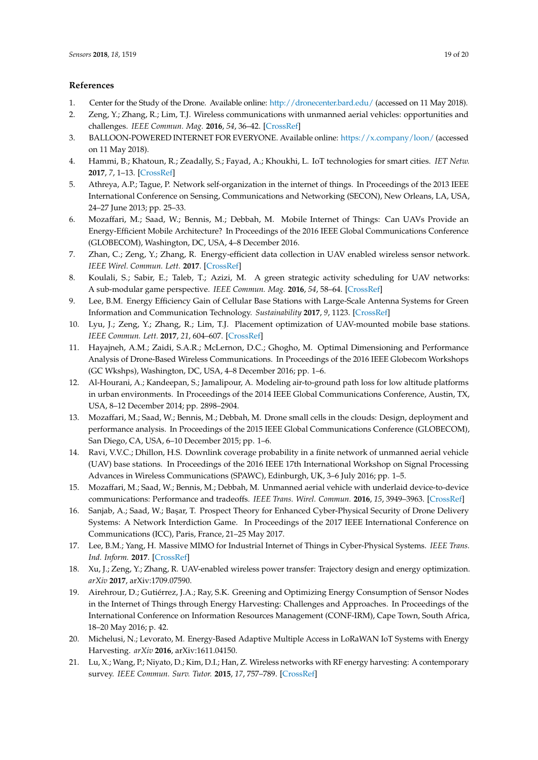## References

1. Center for the Study of the Drone. Available online: http://dronecenter.bard.edu/ (accessed on 11 May 2018).
2. Zeng, Y.; Zhang, R.; Lim, T.J. Wireless communications with unmanned aerial vehicles: opportunities and challenges. *IEEE Commun. Mag.* **2016**, *54*, 36–42. [CrossRef]
3. BALLOON-POWERED INTERNET FOR EVERYONE. Available online: https://x.company/loon/ (accessed on 11 May 2018).
4. Hammi, B.; Khatoun, R.; Zeadally, S.; Fayad, A.; Khoukhi, L. IoT technologies for smart cities. *IET Netw.* **2017**, *7*, 1–13. [CrossRef]
5. Athreya, A.P.; Tague, P. Network self-organization in the internet of things. In Proceedings of the 2013 IEEE International Conference on Sensing, Communications and Networking (SECON), New Orleans, LA, USA, 24–27 June 2013; pp. 25–33.
6. Mozaffari, M.; Saad, W.; Bennis, M.; Debbah, M. Mobile Internet of Things: Can UAVs Provide an Energy-Efficient Mobile Architecture? In Proceedings of the 2016 IEEE Global Communications Conference (GLOBECOM), Washington, DC, USA, 4–8 December 2016.
7. Zhan, C.; Zeng, Y.; Zhang, R. Energy-efficient data collection in UAV enabled wireless sensor network. *IEEE Wirel. Commun. Lett.* **2017**. [CrossRef]
8. Koulali, S.; Sabir, E.; Taleb, T.; Azizi, M. A green strategic activity scheduling for UAV networks: A sub-modular game perspective. *IEEE Commun. Mag.* **2016**, *54*, 58–64. [CrossRef]
9. Lee, B.M. Energy Efficiency Gain of Cellular Base Stations with Large-Scale Antenna Systems for Green Information and Communication Technology. *Sustainability* **2017**, *9*, 1123. [CrossRef]
10. Lyu, J.; Zeng, Y.; Zhang, R.; Lim, T.J. Placement optimization of UAV-mounted mobile base stations. *IEEE Commun. Lett.* **2017**, *21*, 604–607. [CrossRef]
11. Hayajneh, A.M.; Zaidi, S.A.R.; McLernon, D.C.; Ghogho, M. Optimal Dimensioning and Performance Analysis of Drone-Based Wireless Communications. In Proceedings of the 2016 IEEE Globecom Workshops (GC Wkshps), Washington, DC, USA, 4–8 December 2016; pp. 1–6.
12. Al-Hourani, A.; Kandeepan, S.; Jamalipour, A. Modeling air-to-ground path loss for low altitude platforms in urban environments. In Proceedings of the 2014 IEEE Global Communications Conference, Austin, TX, USA, 8–12 December 2014; pp. 2898–2904.
13. Mozaffari, M.; Saad, W.; Bennis, M.; Debbah, M. Drone small cells in the clouds: Design, deployment and performance analysis. In Proceedings of the 2015 IEEE Global Communications Conference (GLOBECOM), San Diego, CA, USA, 6–10 December 2015; pp. 1–6.
14. Ravi, V.V.C.; Dhillon, H.S. Downlink coverage probability in a finite network of unmanned aerial vehicle (UAV) base stations. In Proceedings of the 2016 IEEE 17th International Workshop on Signal Processing Advances in Wireless Communications (SPAWC), Edinburgh, UK, 3–6 July 2016; pp. 1–5.
15. Mozaffari, M.; Saad, W.; Bennis, M.; Debbah, M. Unmanned aerial vehicle with underlaid device-to-device communications: Performance and tradeoffs. *IEEE Trans. Wirel. Commun.* **2016**, *15*, 3949–3963. [CrossRef]
16. Sanjab, A.; Saad, W.; Başar, T. Prospect Theory for Enhanced Cyber-Physical Security of Drone Delivery Systems: A Network Interdiction Game. In Proceedings of the 2017 IEEE International Conference on Communications (ICC), Paris, France, 21–25 May 2017.
17. Lee, B.M.; Yang, H. Massive MIMO for Industrial Internet of Things in Cyber-Physical Systems. *IEEE Trans. Ind. Inform.* **2017**. [CrossRef]
18. Xu, J.; Zeng, Y.; Zhang, R. UAV-enabled wireless power transfer: Trajectory design and energy optimization. *arXiv* **2017**, arXiv:1709.07590.
19. Airehrour, D.; Gutiérrez, J.A.; Ray, S.K. Greening and Optimizing Energy Consumption of Sensor Nodes in the Internet of Things through Energy Harvesting: Challenges and Approaches. In Proceedings of the International Conference on Information Resources Management (CONF-IRM), Cape Town, South Africa, 18–20 May 2016; p. 42.
20. Michelusi, N.; Levorato, M. Energy-Based Adaptive Multiple Access in LoRaWAN IoT Systems with Energy Harvesting. *arXiv* **2016**, arXiv:1611.04150.
21. Lu, X.; Wang, P.; Niyato, D.; Kim, D.I.; Han, Z. Wireless networks with RF energy harvesting: A contemporary survey. *IEEE Commun. Surv. Tutor.* **2015**, *17*, 757–789. [CrossRef]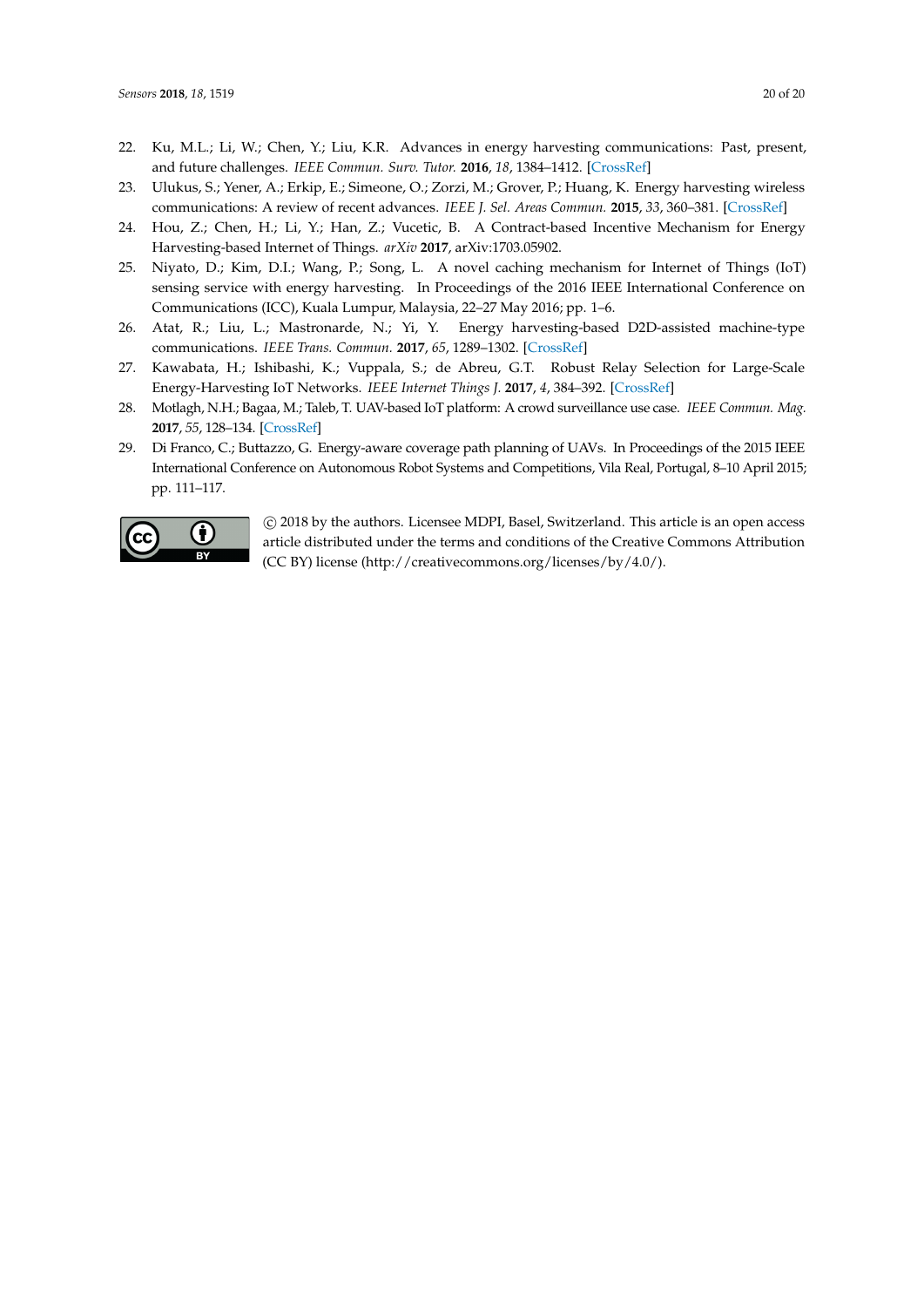22. Ku, M.L.; Li, W.; Chen, Y.; Liu, K.R. Advances in energy harvesting communications: Past, present, and future challenges. *IEEE Commun. Surv. Tutor.* **2016**, *18*, 1384–1412. [CrossRef]
23. Ulukus, S.; Yener, A.; Erkip, E.; Simeone, O.; Zorzi, M.; Grover, P.; Huang, K. Energy harvesting wireless communications: A review of recent advances. *IEEE J. Sel. Areas Commun.* **2015**, *33*, 360–381. [CrossRef]
24. Hou, Z.; Chen, H.; Li, Y.; Han, Z.; Vucetic, B. A Contract-based Incentive Mechanism for Energy Harvesting-based Internet of Things. *arXiv* **2017**, arXiv:1703.05902.
25. Niyato, D.; Kim, D.I.; Wang, P.; Song, L. A novel caching mechanism for Internet of Things (IoT) sensing service with energy harvesting. In Proceedings of the 2016 IEEE International Conference on Communications (ICC), Kuala Lumpur, Malaysia, 22–27 May 2016; pp. 1–6.
26. Atat, R.; Liu, L.; Mastronarde, N.; Yi, Y. Energy harvesting-based D2D-assisted machine-type communications. *IEEE Trans. Commun.* **2017**, *65*, 1289–1302. [CrossRef]
27. Kawabata, H.; Ishibashi, K.; Vuppala, S.; de Abreu, G.T. Robust Relay Selection for Large-Scale Energy-Harvesting IoT Networks. *IEEE Internet Things J.* **2017**, *4*, 384–392. [CrossRef]
28. Motlagh, N.H.; Bagaa, M.; Taleb, T. UAV-based IoT platform: A crowd surveillance use case. *IEEE Commun. Mag.* **2017**, *55*, 128–134. [CrossRef]
29. Di Franco, C.; Buttazzo, G. Energy-aware coverage path planning of UAVs. In Proceedings of the 2015 IEEE International Conference on Autonomous Robot Systems and Competitions, Vila Real, Portugal, 8–10 April 2015; pp. 111–117.

© 2018 by the authors. Licensee MDPI, Basel, Switzerland. This article is an open access article distributed under the terms and conditions of the Creative Commons Attribution (CC BY) license (http://creativecommons.org/licenses/by/4.0/).